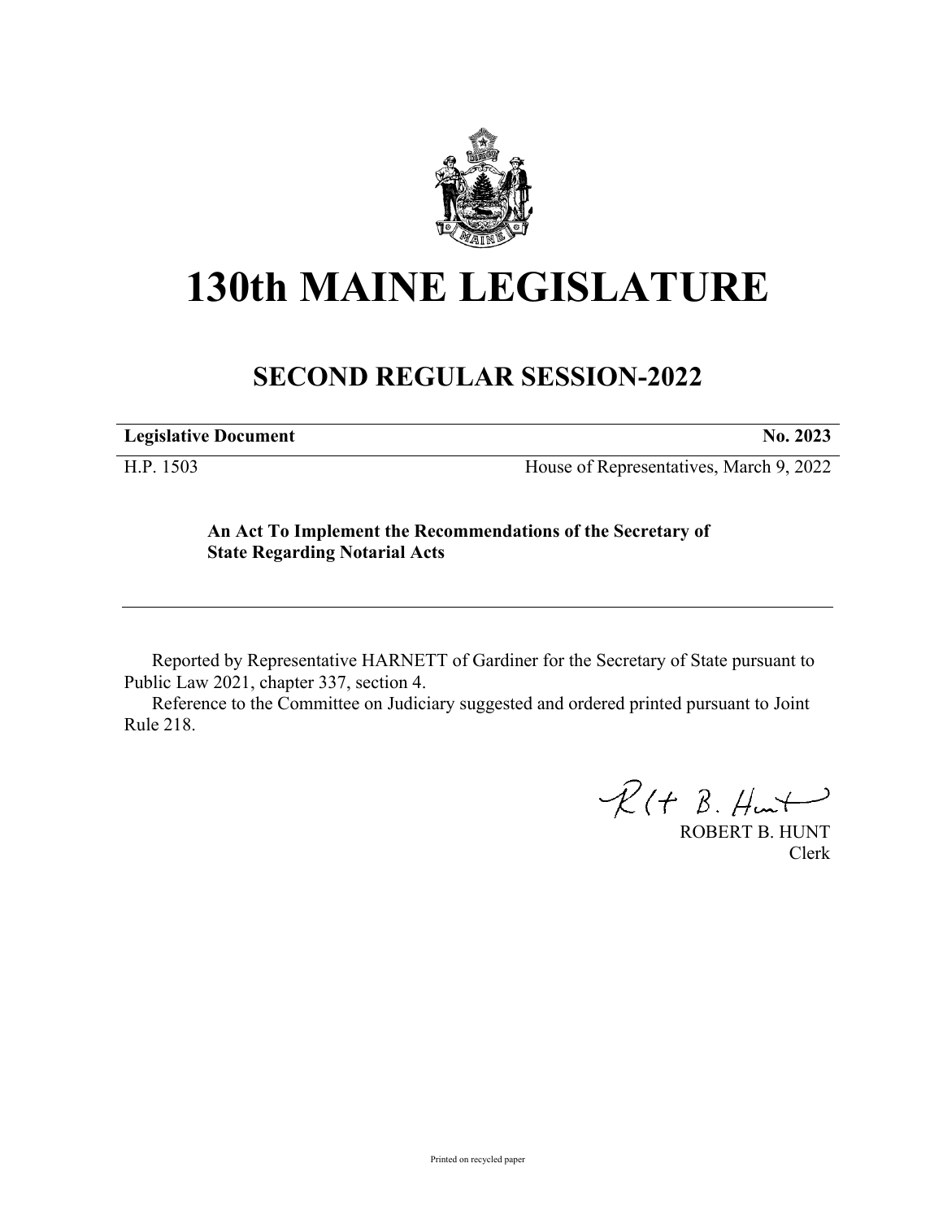# 130th MAINE LEGISLATURE

## SECOND REGULAR SESSION-2022

| **Legislative Document** | **No. 2023** |
|---|---|
| H.P. 1503 | House of Representatives, March 9, 2022 |

**An Act To Implement the Recommendations of the Secretary of State Regarding Notarial Acts**

---

Reported by Representative HARNETT of Gardiner for the Secretary of State pursuant to Public Law 2021, chapter 337, section 4.

Reference to the Committee on Judiciary suggested and ordered printed pursuant to Joint Rule 218.

ROBERT B. HUNT
Clerk

Printed on recycled paper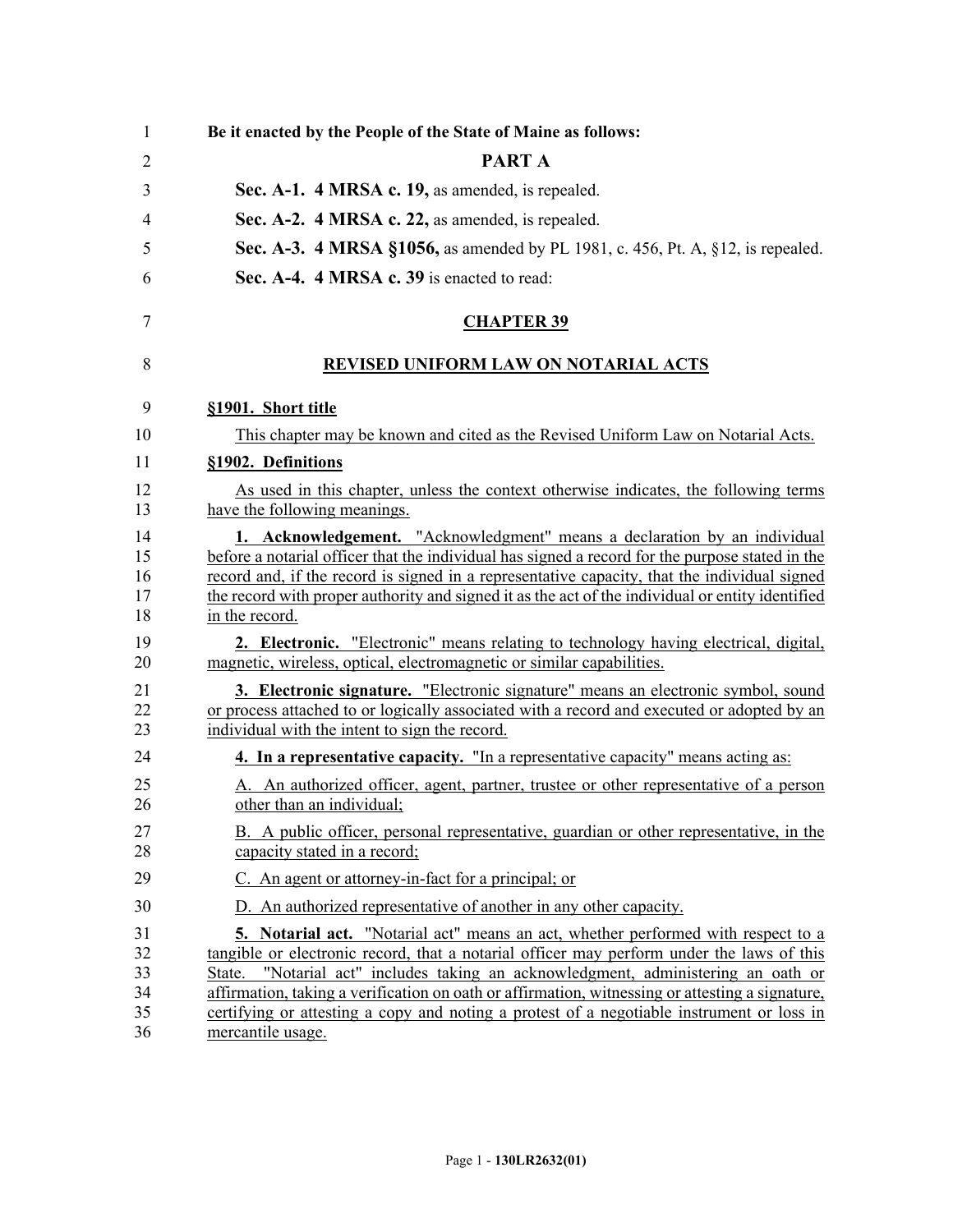**Be it enacted by the People of the State of Maine as follows:**

## PART A

**Sec. A-1. 4 MRSA c. 19,** as amended, is repealed.

**Sec. A-2. 4 MRSA c. 22,** as amended, is repealed.

**Sec. A-3. 4 MRSA §1056,** as amended by PL 1981, c. 456, Pt. A, §12, is repealed.

**Sec. A-4. 4 MRSA c. 39** is enacted to read:

## CHAPTER 39

## REVISED UNIFORM LAW ON NOTARIAL ACTS

### §1901. Short title

This chapter may be known and cited as the Revised Uniform Law on Notarial Acts.

### §1902. Definitions

As used in this chapter, unless the context otherwise indicates, the following terms have the following meanings.

**1. Acknowledgement.** "Acknowledgment" means a declaration by an individual before a notarial officer that the individual has signed a record for the purpose stated in the record and, if the record is signed in a representative capacity, that the individual signed the record with proper authority and signed it as the act of the individual or entity identified in the record.

**2. Electronic.** "Electronic" means relating to technology having electrical, digital, magnetic, wireless, optical, electromagnetic or similar capabilities.

**3. Electronic signature.** "Electronic signature" means an electronic symbol, sound or process attached to or logically associated with a record and executed or adopted by an individual with the intent to sign the record.

**4. In a representative capacity.** "In a representative capacity" means acting as:

A. An authorized officer, agent, partner, trustee or other representative of a person other than an individual;

B. A public officer, personal representative, guardian or other representative, in the capacity stated in a record;

C. An agent or attorney-in-fact for a principal; or

D. An authorized representative of another in any other capacity.

**5. Notarial act.** "Notarial act" means an act, whether performed with respect to a tangible or electronic record, that a notarial officer may perform under the laws of this State. "Notarial act" includes taking an acknowledgment, administering an oath or affirmation, taking a verification on oath or affirmation, witnessing or attesting a signature, certifying or attesting a copy and noting a protest of a negotiable instrument or loss in mercantile usage.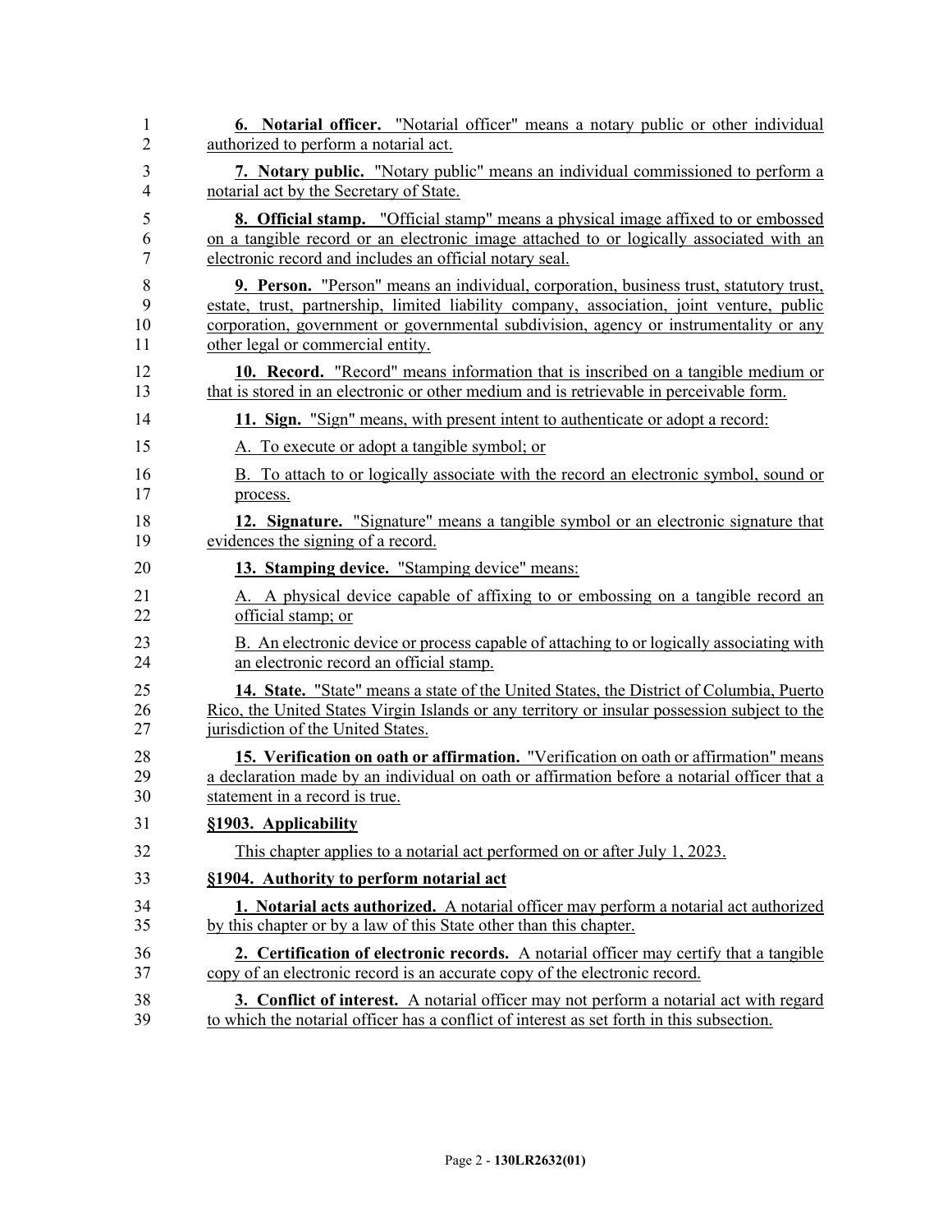**6. Notarial officer.** "Notarial officer" means a notary public or other individual authorized to perform a notarial act.

**7. Notary public.** "Notary public" means an individual commissioned to perform a notarial act by the Secretary of State.

**8. Official stamp.** "Official stamp" means a physical image affixed to or embossed on a tangible record or an electronic image attached to or logically associated with an electronic record and includes an official notary seal.

**9. Person.** "Person" means an individual, corporation, business trust, statutory trust, estate, trust, partnership, limited liability company, association, joint venture, public corporation, government or governmental subdivision, agency or instrumentality or any other legal or commercial entity.

**10. Record.** "Record" means information that is inscribed on a tangible medium or that is stored in an electronic or other medium and is retrievable in perceivable form.

**11. Sign.** "Sign" means, with present intent to authenticate or adopt a record:

A. To execute or adopt a tangible symbol; or

B. To attach to or logically associate with the record an electronic symbol, sound or process.

**12. Signature.** "Signature" means a tangible symbol or an electronic signature that evidences the signing of a record.

**13. Stamping device.** "Stamping device" means:

A. A physical device capable of affixing to or embossing on a tangible record an official stamp; or

B. An electronic device or process capable of attaching to or logically associating with an electronic record an official stamp.

**14. State.** "State" means a state of the United States, the District of Columbia, Puerto Rico, the United States Virgin Islands or any territory or insular possession subject to the jurisdiction of the United States.

**15. Verification on oath or affirmation.** "Verification on oath or affirmation" means a declaration made by an individual on oath or affirmation before a notarial officer that a statement in a record is true.

**§1903. Applicability**

This chapter applies to a notarial act performed on or after July 1, 2023.

**§1904. Authority to perform notarial act**

**1. Notarial acts authorized.** A notarial officer may perform a notarial act authorized by this chapter or by a law of this State other than this chapter.

**2. Certification of electronic records.** A notarial officer may certify that a tangible copy of an electronic record is an accurate copy of the electronic record.

**3. Conflict of interest.** A notarial officer may not perform a notarial act with regard to which the notarial officer has a conflict of interest as set forth in this subsection.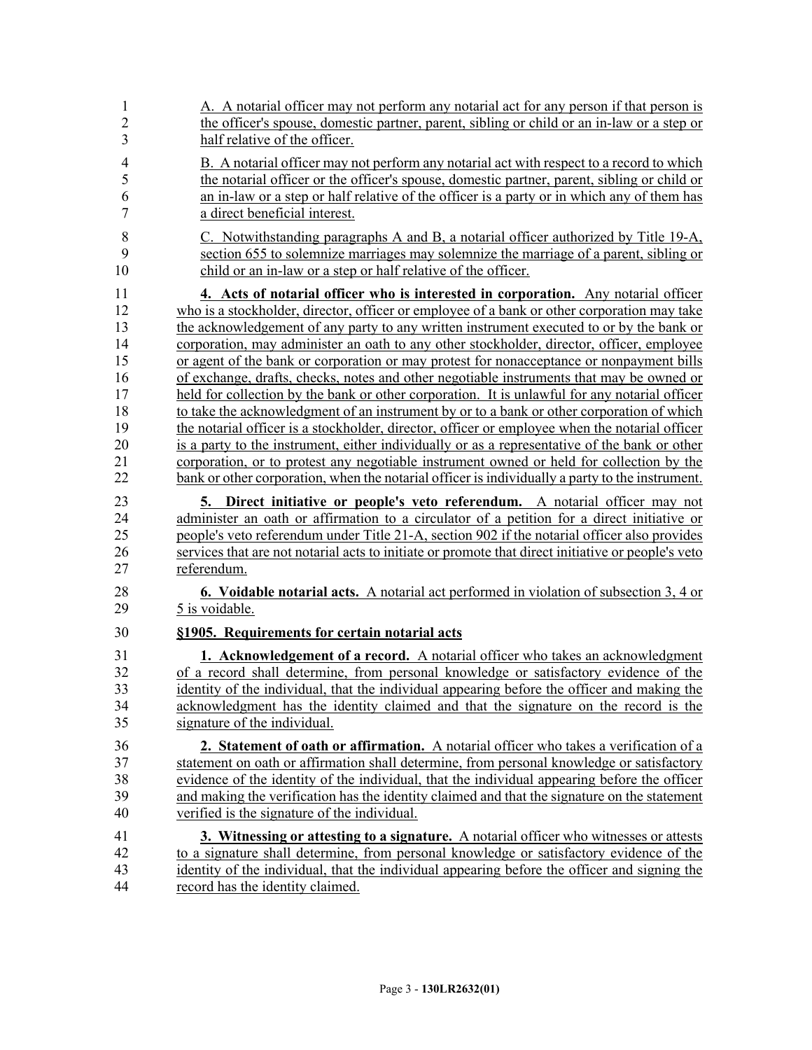A. A notarial officer may not perform any notarial act for any person if that person is the officer's spouse, domestic partner, parent, sibling or child or an in-law or a step or half relative of the officer.

B. A notarial officer may not perform any notarial act with respect to a record to which the notarial officer or the officer's spouse, domestic partner, parent, sibling or child or an in-law or a step or half relative of the officer is a party or in which any of them has a direct beneficial interest.

C. Notwithstanding paragraphs A and B, a notarial officer authorized by Title 19-A, section 655 to solemnize marriages may solemnize the marriage of a parent, sibling or child or an in-law or a step or half relative of the officer.

**4. Acts of notarial officer who is interested in corporation.** Any notarial officer who is a stockholder, director, officer or employee of a bank or other corporation may take the acknowledgement of any party to any written instrument executed to or by the bank or corporation, may administer an oath to any other stockholder, director, officer, employee or agent of the bank or corporation or may protest for nonacceptance or nonpayment bills of exchange, drafts, checks, notes and other negotiable instruments that may be owned or held for collection by the bank or other corporation. It is unlawful for any notarial officer to take the acknowledgment of an instrument by or to a bank or other corporation of which the notarial officer is a stockholder, director, officer or employee when the notarial officer is a party to the instrument, either individually or as a representative of the bank or other corporation, or to protest any negotiable instrument owned or held for collection by the bank or other corporation, when the notarial officer is individually a party to the instrument.

**5. Direct initiative or people's veto referendum.** A notarial officer may not administer an oath or affirmation to a circulator of a petition for a direct initiative or people's veto referendum under Title 21-A, section 902 if the notarial officer also provides services that are not notarial acts to initiate or promote that direct initiative or people's veto referendum.

**6. Voidable notarial acts.** A notarial act performed in violation of subsection 3, 4 or 5 is voidable.

**§1905. Requirements for certain notarial acts**

**1. Acknowledgement of a record.** A notarial officer who takes an acknowledgment of a record shall determine, from personal knowledge or satisfactory evidence of the identity of the individual, that the individual appearing before the officer and making the acknowledgment has the identity claimed and that the signature on the record is the signature of the individual.

**2. Statement of oath or affirmation.** A notarial officer who takes a verification of a statement on oath or affirmation shall determine, from personal knowledge or satisfactory evidence of the identity of the individual, that the individual appearing before the officer and making the verification has the identity claimed and that the signature on the statement verified is the signature of the individual.

**3. Witnessing or attesting to a signature.** A notarial officer who witnesses or attests to a signature shall determine, from personal knowledge or satisfactory evidence of the identity of the individual, that the individual appearing before the officer and signing the record has the identity claimed.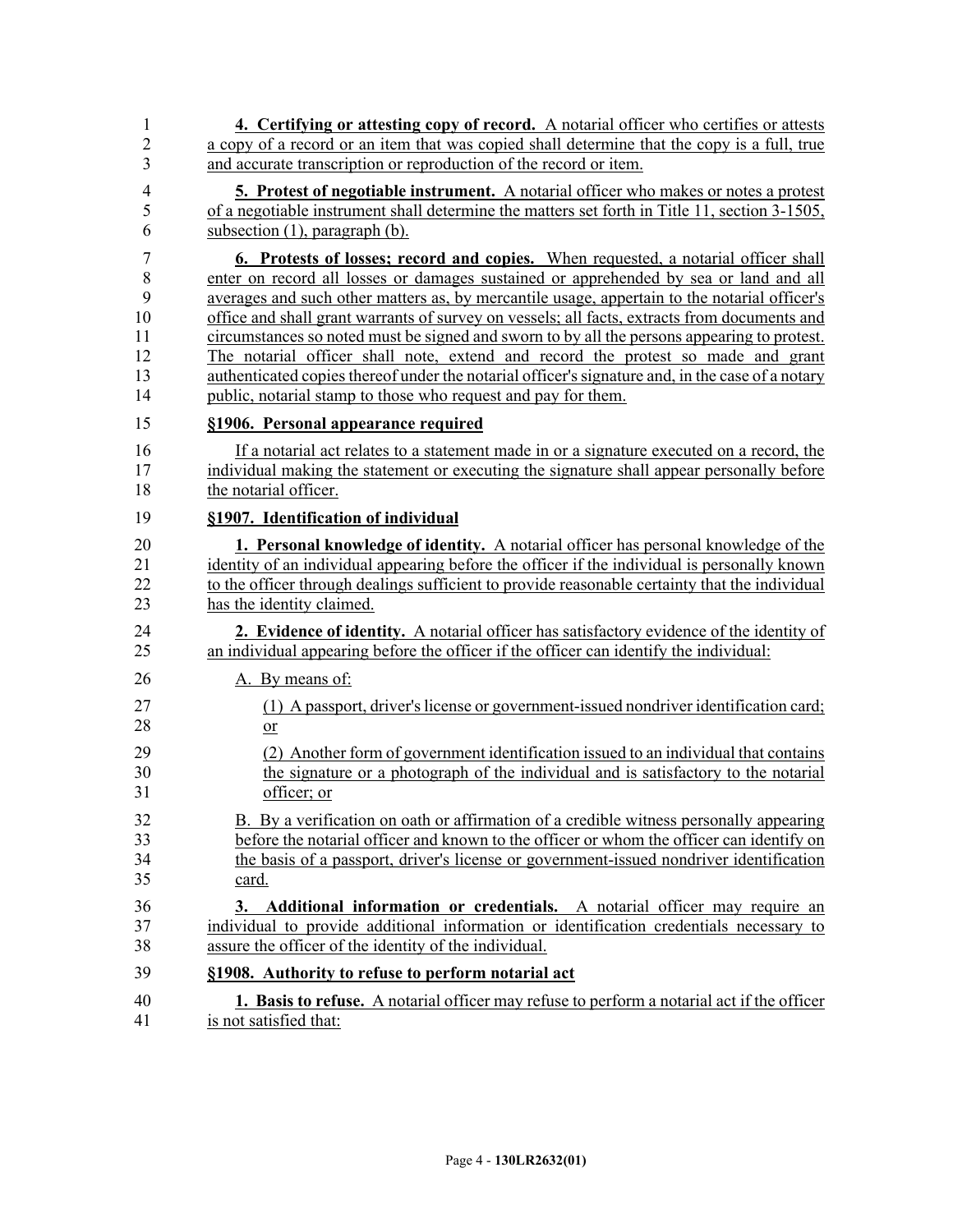**4. Certifying or attesting copy of record.** A notarial officer who certifies or attests a copy of a record or an item that was copied shall determine that the copy is a full, true and accurate transcription or reproduction of the record or item.

**5. Protest of negotiable instrument.** A notarial officer who makes or notes a protest of a negotiable instrument shall determine the matters set forth in Title 11, section 3-1505, subsection (1), paragraph (b).

**6. Protests of losses; record and copies.** When requested, a notarial officer shall enter on record all losses or damages sustained or apprehended by sea or land and all averages and such other matters as, by mercantile usage, appertain to the notarial officer's office and shall grant warrants of survey on vessels; all facts, extracts from documents and circumstances so noted must be signed and sworn to by all the persons appearing to protest. The notarial officer shall note, extend and record the protest so made and grant authenticated copies thereof under the notarial officer's signature and, in the case of a notary public, notarial stamp to those who request and pay for them.

**§1906. Personal appearance required**

If a notarial act relates to a statement made in or a signature executed on a record, the individual making the statement or executing the signature shall appear personally before the notarial officer.

**§1907. Identification of individual**

**1. Personal knowledge of identity.** A notarial officer has personal knowledge of the identity of an individual appearing before the officer if the individual is personally known to the officer through dealings sufficient to provide reasonable certainty that the individual has the identity claimed.

**2. Evidence of identity.** A notarial officer has satisfactory evidence of the identity of an individual appearing before the officer if the officer can identify the individual:

A. By means of:

(1) A passport, driver's license or government-issued nondriver identification card; or

(2) Another form of government identification issued to an individual that contains the signature or a photograph of the individual and is satisfactory to the notarial officer; or

B. By a verification on oath or affirmation of a credible witness personally appearing before the notarial officer and known to the officer or whom the officer can identify on the basis of a passport, driver's license or government-issued nondriver identification card.

**3. Additional information or credentials.** A notarial officer may require an individual to provide additional information or identification credentials necessary to assure the officer of the identity of the individual.

**§1908. Authority to refuse to perform notarial act**

**1. Basis to refuse.** A notarial officer may refuse to perform a notarial act if the officer is not satisfied that: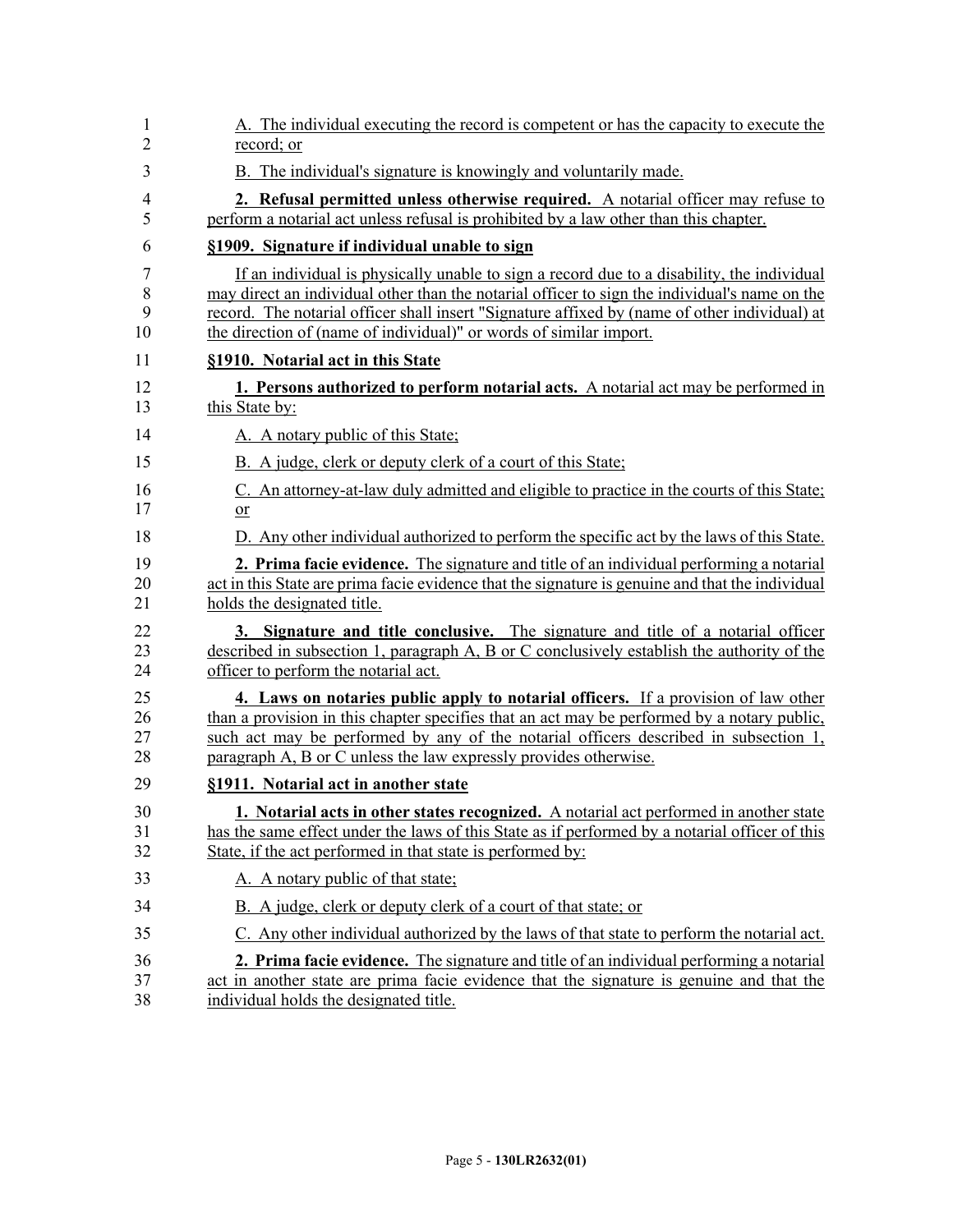A. The individual executing the record is competent or has the capacity to execute the record; or

B. The individual's signature is knowingly and voluntarily made.

**2. Refusal permitted unless otherwise required.** A notarial officer may refuse to perform a notarial act unless refusal is prohibited by a law other than this chapter.

**§1909. Signature if individual unable to sign**

If an individual is physically unable to sign a record due to a disability, the individual may direct an individual other than the notarial officer to sign the individual's name on the record. The notarial officer shall insert "Signature affixed by (name of other individual) at the direction of (name of individual)" or words of similar import.

**§1910. Notarial act in this State**

**1. Persons authorized to perform notarial acts.** A notarial act may be performed in this State by:

A. A notary public of this State;

B. A judge, clerk or deputy clerk of a court of this State;

C. An attorney-at-law duly admitted and eligible to practice in the courts of this State; or

D. Any other individual authorized to perform the specific act by the laws of this State.

**2. Prima facie evidence.** The signature and title of an individual performing a notarial act in this State are prima facie evidence that the signature is genuine and that the individual holds the designated title.

**3. Signature and title conclusive.** The signature and title of a notarial officer described in subsection 1, paragraph A, B or C conclusively establish the authority of the officer to perform the notarial act.

**4. Laws on notaries public apply to notarial officers.** If a provision of law other than a provision in this chapter specifies that an act may be performed by a notary public, such act may be performed by any of the notarial officers described in subsection 1, paragraph A, B or C unless the law expressly provides otherwise.

**§1911. Notarial act in another state**

**1. Notarial acts in other states recognized.** A notarial act performed in another state has the same effect under the laws of this State as if performed by a notarial officer of this State, if the act performed in that state is performed by:

A. A notary public of that state;

B. A judge, clerk or deputy clerk of a court of that state; or

C. Any other individual authorized by the laws of that state to perform the notarial act.

**2. Prima facie evidence.** The signature and title of an individual performing a notarial act in another state are prima facie evidence that the signature is genuine and that the individual holds the designated title.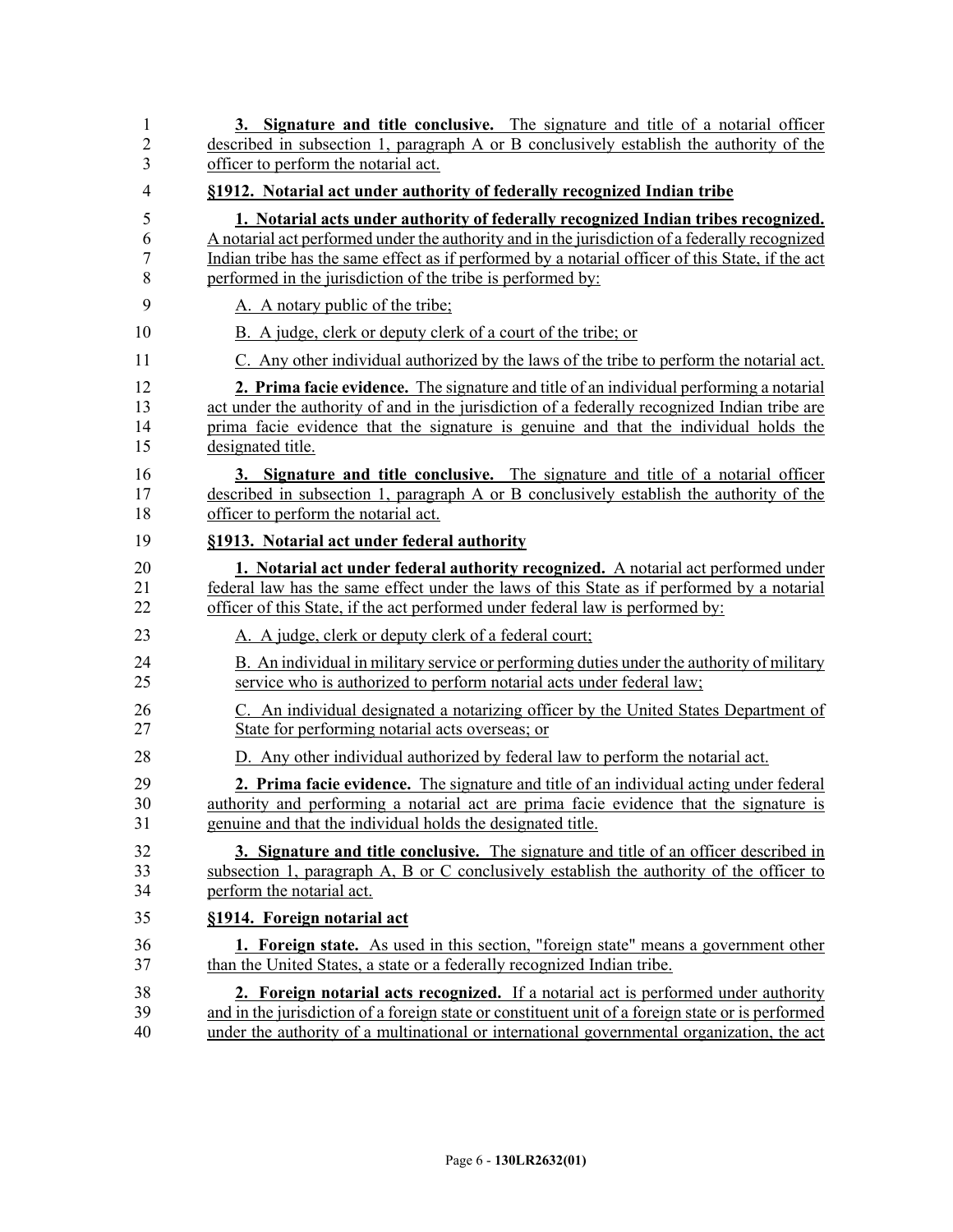**3. Signature and title conclusive.** The signature and title of a notarial officer described in subsection 1, paragraph A or B conclusively establish the authority of the officer to perform the notarial act.

**§1912. Notarial act under authority of federally recognized Indian tribe**

**1. Notarial acts under authority of federally recognized Indian tribes recognized.** A notarial act performed under the authority and in the jurisdiction of a federally recognized Indian tribe has the same effect as if performed by a notarial officer of this State, if the act performed in the jurisdiction of the tribe is performed by:

A. A notary public of the tribe;

B. A judge, clerk or deputy clerk of a court of the tribe; or

C. Any other individual authorized by the laws of the tribe to perform the notarial act.

**2. Prima facie evidence.** The signature and title of an individual performing a notarial act under the authority of and in the jurisdiction of a federally recognized Indian tribe are prima facie evidence that the signature is genuine and that the individual holds the designated title.

**3. Signature and title conclusive.** The signature and title of a notarial officer described in subsection 1, paragraph A or B conclusively establish the authority of the officer to perform the notarial act.

**§1913. Notarial act under federal authority**

**1. Notarial act under federal authority recognized.** A notarial act performed under federal law has the same effect under the laws of this State as if performed by a notarial officer of this State, if the act performed under federal law is performed by:

A. A judge, clerk or deputy clerk of a federal court;

B. An individual in military service or performing duties under the authority of military service who is authorized to perform notarial acts under federal law;

C. An individual designated a notarizing officer by the United States Department of State for performing notarial acts overseas; or

D. Any other individual authorized by federal law to perform the notarial act.

**2. Prima facie evidence.** The signature and title of an individual acting under federal authority and performing a notarial act are prima facie evidence that the signature is genuine and that the individual holds the designated title.

**3. Signature and title conclusive.** The signature and title of an officer described in subsection 1, paragraph A, B or C conclusively establish the authority of the officer to perform the notarial act.

**§1914. Foreign notarial act**

**1. Foreign state.** As used in this section, "foreign state" means a government other than the United States, a state or a federally recognized Indian tribe.

**2. Foreign notarial acts recognized.** If a notarial act is performed under authority and in the jurisdiction of a foreign state or constituent unit of a foreign state or is performed under the authority of a multinational or international governmental organization, the act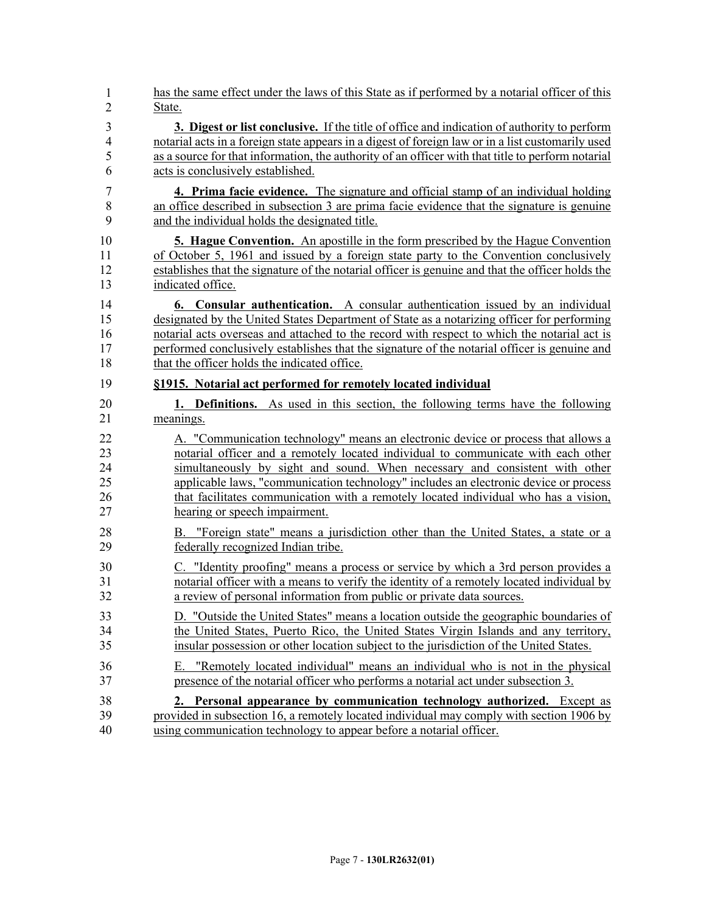has the same effect under the laws of this State as if performed by a notarial officer of this State.

**3. Digest or list conclusive.** If the title of office and indication of authority to perform notarial acts in a foreign state appears in a digest of foreign law or in a list customarily used as a source for that information, the authority of an officer with that title to perform notarial acts is conclusively established.

**4. Prima facie evidence.** The signature and official stamp of an individual holding an office described in subsection 3 are prima facie evidence that the signature is genuine and the individual holds the designated title.

**5. Hague Convention.** An apostille in the form prescribed by the Hague Convention of October 5, 1961 and issued by a foreign state party to the Convention conclusively establishes that the signature of the notarial officer is genuine and that the officer holds the indicated office.

**6. Consular authentication.** A consular authentication issued by an individual designated by the United States Department of State as a notarizing officer for performing notarial acts overseas and attached to the record with respect to which the notarial act is performed conclusively establishes that the signature of the notarial officer is genuine and that the officer holds the indicated office.

**§1915. Notarial act performed for remotely located individual**

**1. Definitions.** As used in this section, the following terms have the following meanings.

A. "Communication technology" means an electronic device or process that allows a notarial officer and a remotely located individual to communicate with each other simultaneously by sight and sound. When necessary and consistent with other applicable laws, "communication technology" includes an electronic device or process that facilitates communication with a remotely located individual who has a vision, hearing or speech impairment.

B. "Foreign state" means a jurisdiction other than the United States, a state or a federally recognized Indian tribe.

C. "Identity proofing" means a process or service by which a 3rd person provides a notarial officer with a means to verify the identity of a remotely located individual by a review of personal information from public or private data sources.

D. "Outside the United States" means a location outside the geographic boundaries of the United States, Puerto Rico, the United States Virgin Islands and any territory, insular possession or other location subject to the jurisdiction of the United States.

E. "Remotely located individual" means an individual who is not in the physical presence of the notarial officer who performs a notarial act under subsection 3.

**2. Personal appearance by communication technology authorized.** Except as provided in subsection 16, a remotely located individual may comply with section 1906 by using communication technology to appear before a notarial officer.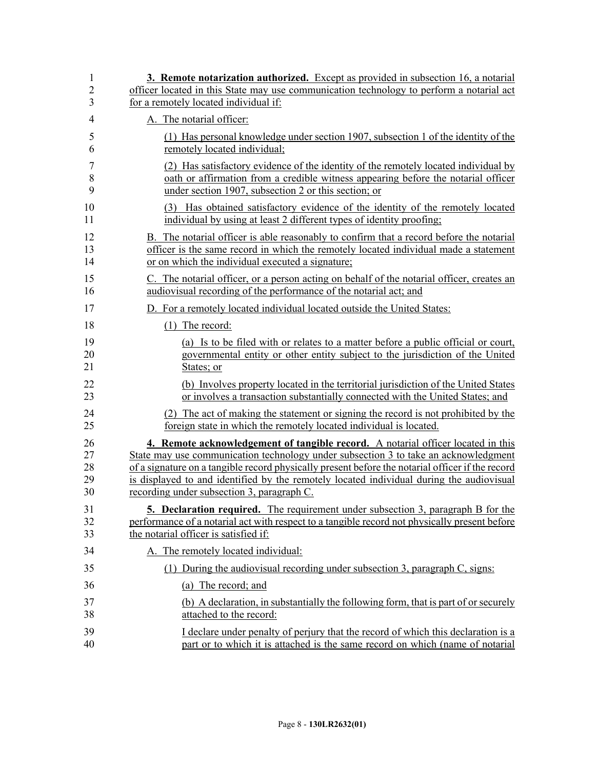**3. Remote notarization authorized.** Except as provided in subsection 16, a notarial officer located in this State may use communication technology to perform a notarial act for a remotely located individual if:

A. The notarial officer:

(1) Has personal knowledge under section 1907, subsection 1 of the identity of the remotely located individual;

(2) Has satisfactory evidence of the identity of the remotely located individual by oath or affirmation from a credible witness appearing before the notarial officer under section 1907, subsection 2 or this section; or

(3) Has obtained satisfactory evidence of the identity of the remotely located individual by using at least 2 different types of identity proofing;

B. The notarial officer is able reasonably to confirm that a record before the notarial officer is the same record in which the remotely located individual made a statement or on which the individual executed a signature;

C. The notarial officer, or a person acting on behalf of the notarial officer, creates an audiovisual recording of the performance of the notarial act; and

D. For a remotely located individual located outside the United States:

(1) The record:

(a) Is to be filed with or relates to a matter before a public official or court, governmental entity or other entity subject to the jurisdiction of the United States; or

(b) Involves property located in the territorial jurisdiction of the United States or involves a transaction substantially connected with the United States; and

(2) The act of making the statement or signing the record is not prohibited by the foreign state in which the remotely located individual is located.

**4. Remote acknowledgement of tangible record.** A notarial officer located in this State may use communication technology under subsection 3 to take an acknowledgment of a signature on a tangible record physically present before the notarial officer if the record is displayed to and identified by the remotely located individual during the audiovisual recording under subsection 3, paragraph C.

**5. Declaration required.** The requirement under subsection 3, paragraph B for the performance of a notarial act with respect to a tangible record not physically present before the notarial officer is satisfied if:

A. The remotely located individual:

(1) During the audiovisual recording under subsection 3, paragraph C, signs:

(a) The record; and

(b) A declaration, in substantially the following form, that is part of or securely attached to the record:

I declare under penalty of perjury that the record of which this declaration is a part or to which it is attached is the same record on which (name of notarial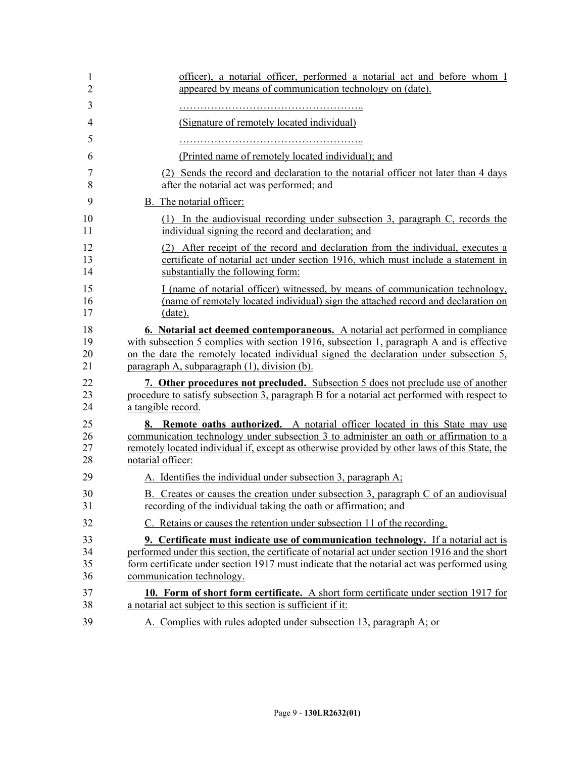officer), a notarial officer, performed a notarial act and before whom I appeared by means of communication technology on (date).

……………………………………………..

(Signature of remotely located individual)

……………………………………………..

(Printed name of remotely located individual); and

(2) Sends the record and declaration to the notarial officer not later than 4 days after the notarial act was performed; and

B. The notarial officer:

(1) In the audiovisual recording under subsection 3, paragraph C, records the individual signing the record and declaration; and

(2) After receipt of the record and declaration from the individual, executes a certificate of notarial act under section 1916, which must include a statement in substantially the following form:

I (name of notarial officer) witnessed, by means of communication technology, (name of remotely located individual) sign the attached record and declaration on (date).

**6. Notarial act deemed contemporaneous.** A notarial act performed in compliance with subsection 5 complies with section 1916, subsection 1, paragraph A and is effective on the date the remotely located individual signed the declaration under subsection 5, paragraph A, subparagraph (1), division (b).

**7. Other procedures not precluded.** Subsection 5 does not preclude use of another procedure to satisfy subsection 3, paragraph B for a notarial act performed with respect to a tangible record.

**8. Remote oaths authorized.** A notarial officer located in this State may use communication technology under subsection 3 to administer an oath or affirmation to a remotely located individual if, except as otherwise provided by other laws of this State, the notarial officer:

A. Identifies the individual under subsection 3, paragraph A;

B. Creates or causes the creation under subsection 3, paragraph C of an audiovisual recording of the individual taking the oath or affirmation; and

C. Retains or causes the retention under subsection 11 of the recording.

**9. Certificate must indicate use of communication technology.** If a notarial act is performed under this section, the certificate of notarial act under section 1916 and the short form certificate under section 1917 must indicate that the notarial act was performed using communication technology.

**10. Form of short form certificate.** A short form certificate under section 1917 for a notarial act subject to this section is sufficient if it:

A. Complies with rules adopted under subsection 13, paragraph A; or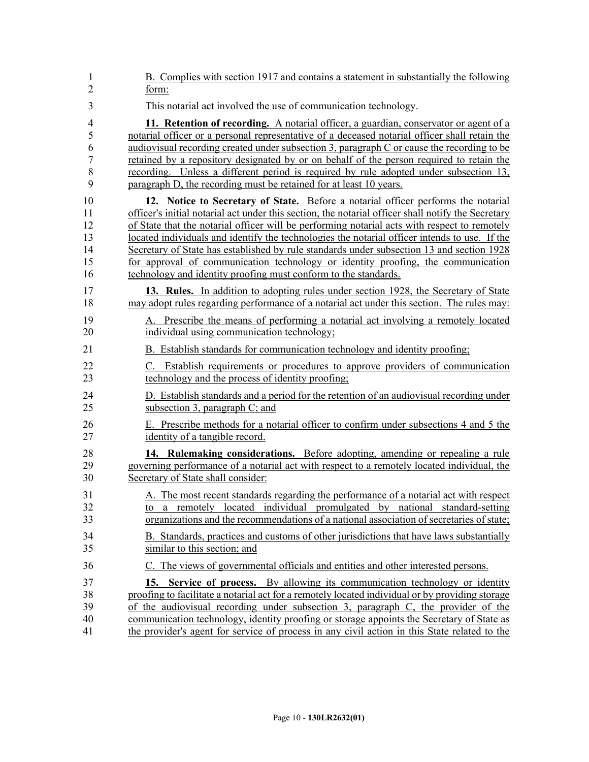B. Complies with section 1917 and contains a statement in substantially the following form:

This notarial act involved the use of communication technology.

**11. Retention of recording.** A notarial officer, a guardian, conservator or agent of a notarial officer or a personal representative of a deceased notarial officer shall retain the audiovisual recording created under subsection 3, paragraph C or cause the recording to be retained by a repository designated by or on behalf of the person required to retain the recording. Unless a different period is required by rule adopted under subsection 13, paragraph D, the recording must be retained for at least 10 years.

**12. Notice to Secretary of State.** Before a notarial officer performs the notarial officer's initial notarial act under this section, the notarial officer shall notify the Secretary of State that the notarial officer will be performing notarial acts with respect to remotely located individuals and identify the technologies the notarial officer intends to use. If the Secretary of State has established by rule standards under subsection 13 and section 1928 for approval of communication technology or identity proofing, the communication technology and identity proofing must conform to the standards.

**13. Rules.** In addition to adopting rules under section 1928, the Secretary of State may adopt rules regarding performance of a notarial act under this section. The rules may:

A. Prescribe the means of performing a notarial act involving a remotely located individual using communication technology;

B. Establish standards for communication technology and identity proofing;

C. Establish requirements or procedures to approve providers of communication technology and the process of identity proofing;

D. Establish standards and a period for the retention of an audiovisual recording under subsection 3, paragraph C; and

E. Prescribe methods for a notarial officer to confirm under subsections 4 and 5 the identity of a tangible record.

**14. Rulemaking considerations.** Before adopting, amending or repealing a rule governing performance of a notarial act with respect to a remotely located individual, the Secretary of State shall consider:

A. The most recent standards regarding the performance of a notarial act with respect to a remotely located individual promulgated by national standard-setting organizations and the recommendations of a national association of secretaries of state;

B. Standards, practices and customs of other jurisdictions that have laws substantially similar to this section; and

C. The views of governmental officials and entities and other interested persons.

**15. Service of process.** By allowing its communication technology or identity proofing to facilitate a notarial act for a remotely located individual or by providing storage of the audiovisual recording under subsection 3, paragraph C, the provider of the communication technology, identity proofing or storage appoints the Secretary of State as the provider's agent for service of process in any civil action in this State related to the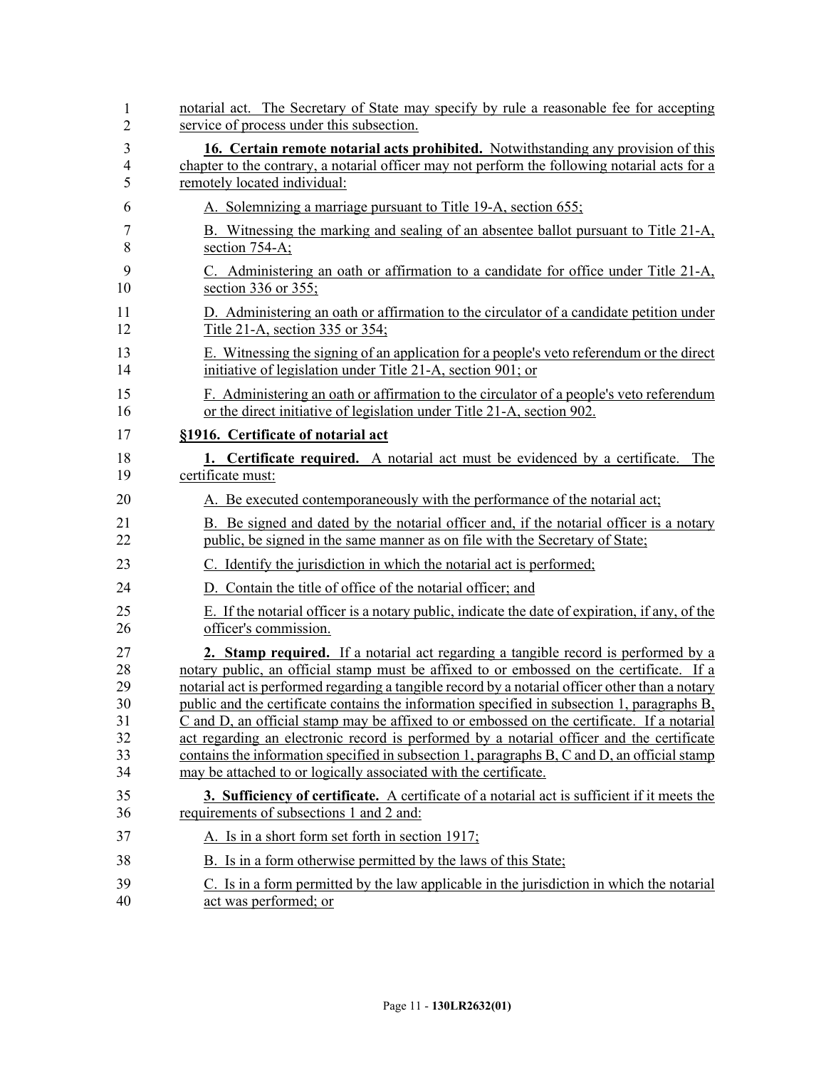notarial act. The Secretary of State may specify by rule a reasonable fee for accepting service of process under this subsection.

**16. Certain remote notarial acts prohibited.** Notwithstanding any provision of this chapter to the contrary, a notarial officer may not perform the following notarial acts for a remotely located individual:

A. Solemnizing a marriage pursuant to Title 19-A, section 655;

B. Witnessing the marking and sealing of an absentee ballot pursuant to Title 21-A, section 754-A;

C. Administering an oath or affirmation to a candidate for office under Title 21-A, section 336 or 355;

D. Administering an oath or affirmation to the circulator of a candidate petition under Title 21-A, section 335 or 354;

E. Witnessing the signing of an application for a people's veto referendum or the direct initiative of legislation under Title 21-A, section 901; or

F. Administering an oath or affirmation to the circulator of a people's veto referendum or the direct initiative of legislation under Title 21-A, section 902.

**§1916. Certificate of notarial act**

**1. Certificate required.** A notarial act must be evidenced by a certificate. The certificate must:

A. Be executed contemporaneously with the performance of the notarial act;

B. Be signed and dated by the notarial officer and, if the notarial officer is a notary public, be signed in the same manner as on file with the Secretary of State;

C. Identify the jurisdiction in which the notarial act is performed;

D. Contain the title of office of the notarial officer; and

E. If the notarial officer is a notary public, indicate the date of expiration, if any, of the officer's commission.

**2. Stamp required.** If a notarial act regarding a tangible record is performed by a notary public, an official stamp must be affixed to or embossed on the certificate. If a notarial act is performed regarding a tangible record by a notarial officer other than a notary public and the certificate contains the information specified in subsection 1, paragraphs B, C and D, an official stamp may be affixed to or embossed on the certificate. If a notarial act regarding an electronic record is performed by a notarial officer and the certificate contains the information specified in subsection 1, paragraphs B, C and D, an official stamp may be attached to or logically associated with the certificate.

**3. Sufficiency of certificate.** A certificate of a notarial act is sufficient if it meets the requirements of subsections 1 and 2 and:

A. Is in a short form set forth in section 1917;

B. Is in a form otherwise permitted by the laws of this State;

C. Is in a form permitted by the law applicable in the jurisdiction in which the notarial act was performed; or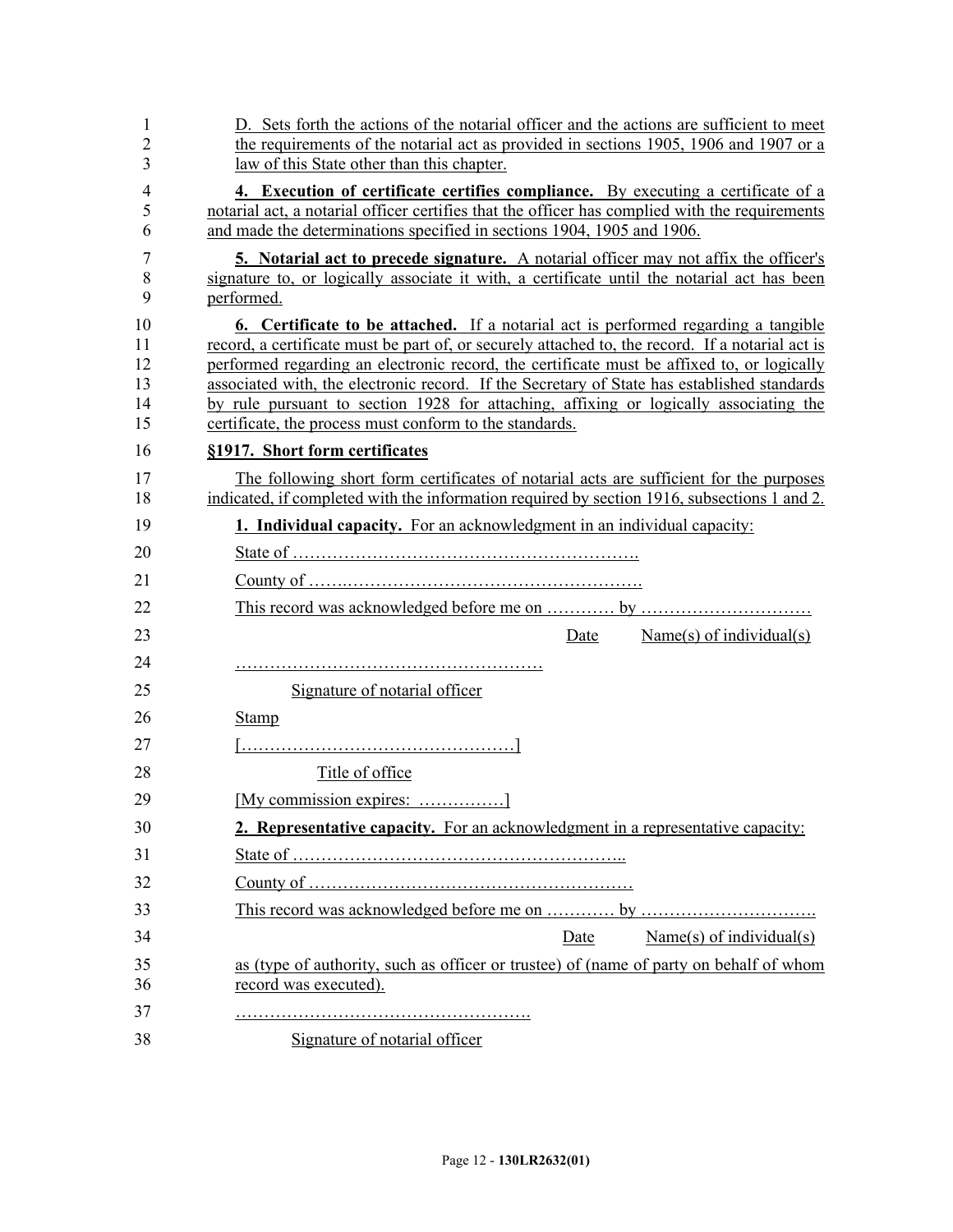D. Sets forth the actions of the notarial officer and the actions are sufficient to meet the requirements of the notarial act as provided in sections 1905, 1906 and 1907 or a law of this State other than this chapter.

**4. Execution of certificate certifies compliance.** By executing a certificate of a notarial act, a notarial officer certifies that the officer has complied with the requirements and made the determinations specified in sections 1904, 1905 and 1906.

**5. Notarial act to precede signature.** A notarial officer may not affix the officer's signature to, or logically associate it with, a certificate until the notarial act has been performed.

**6. Certificate to be attached.** If a notarial act is performed regarding a tangible record, a certificate must be part of, or securely attached to, the record. If a notarial act is performed regarding an electronic record, the certificate must be affixed to, or logically associated with, the electronic record. If the Secretary of State has established standards by rule pursuant to section 1928 for attaching, affixing or logically associating the certificate, the process must conform to the standards.

**§1917. Short form certificates**

The following short form certificates of notarial acts are sufficient for the purposes indicated, if completed with the information required by section 1916, subsections 1 and 2.

**1. Individual capacity.** For an acknowledgment in an individual capacity:

State of …………………………………………………….

County of ……………………………………………………

This record was acknowledged before me on ………… by …………………………

Date Name(s) of individual(s)

………………………………………………

Signature of notarial officer

Stamp

[…………………………………………]

Title of office

[My commission expires: ……………]

**2. Representative capacity.** For an acknowledgment in a representative capacity:

State of …………………………………………………..

County of …………………………………………………

This record was acknowledged before me on ………… by …………………………..

Date Name(s) of individual(s)

as (type of authority, such as officer or trustee) of (name of party on behalf of whom record was executed).

……………………………………………….

Signature of notarial officer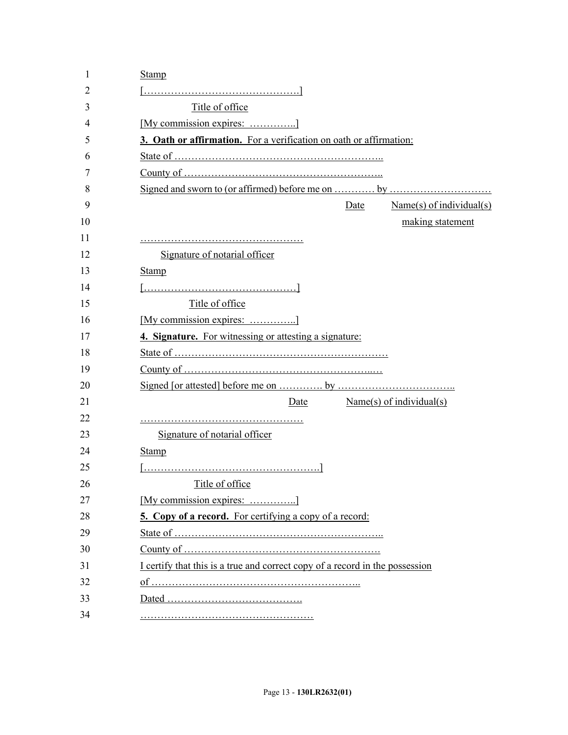Stamp

[……………………………………….]

Title of office

[My commission expires: …………..]

**3. Oath or affirmation.** For a verification on oath or affirmation:

State of ……………………………………………………..

County of …………………………………………………..

Signed and sworn to (or affirmed) before me on ………… by …………………………

Date Name(s) of individual(s) making statement

…………………………………………

Signature of notarial officer

Stamp

[……………………………………….]

Title of office

[My commission expires: …………..]

**4. Signature.** For witnessing or attesting a signature:

State of ……………………………………………………

County of …………………………………………...…

Signed [or attested] before me on …………. by ……………………………..

Date Name(s) of individual(s)

…………………………………………

Signature of notarial officer

Stamp

[…………………………………………….]

Title of office

[My commission expires: …………..]

**5. Copy of a record.** For certifying a copy of a record:

State of ……………………………………………………..

County of ………………………………………………….

I certify that this is a true and correct copy of a record in the possession of ……………………………………………………..

Dated ………………………………….

……………………………………………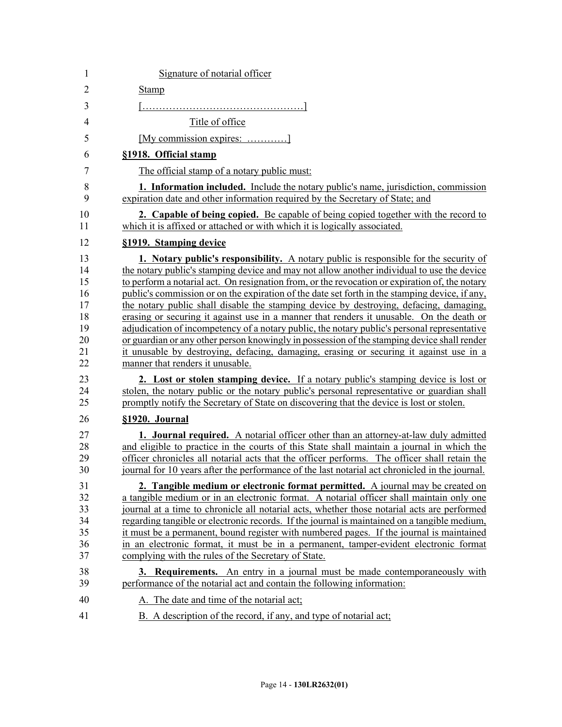Signature of notarial officer

Stamp

[………………………………………]

Title of office

[My commission expires: …………]

**§1918. Official stamp**

The official stamp of a notary public must:

**1. Information included.** Include the notary public's name, jurisdiction, commission expiration date and other information required by the Secretary of State; and

**2. Capable of being copied.** Be capable of being copied together with the record to which it is affixed or attached or with which it is logically associated.

**§1919. Stamping device**

**1. Notary public's responsibility.** A notary public is responsible for the security of the notary public's stamping device and may not allow another individual to use the device to perform a notarial act. On resignation from, or the revocation or expiration of, the notary public's commission or on the expiration of the date set forth in the stamping device, if any, the notary public shall disable the stamping device by destroying, defacing, damaging, erasing or securing it against use in a manner that renders it unusable. On the death or adjudication of incompetency of a notary public, the notary public's personal representative or guardian or any other person knowingly in possession of the stamping device shall render it unusable by destroying, defacing, damaging, erasing or securing it against use in a manner that renders it unusable.

**2. Lost or stolen stamping device.** If a notary public's stamping device is lost or stolen, the notary public or the notary public's personal representative or guardian shall promptly notify the Secretary of State on discovering that the device is lost or stolen.

**§1920. Journal**

**1. Journal required.** A notarial officer other than an attorney-at-law duly admitted and eligible to practice in the courts of this State shall maintain a journal in which the officer chronicles all notarial acts that the officer performs. The officer shall retain the journal for 10 years after the performance of the last notarial act chronicled in the journal.

**2. Tangible medium or electronic format permitted.** A journal may be created on a tangible medium or in an electronic format. A notarial officer shall maintain only one journal at a time to chronicle all notarial acts, whether those notarial acts are performed regarding tangible or electronic records. If the journal is maintained on a tangible medium, it must be a permanent, bound register with numbered pages. If the journal is maintained in an electronic format, it must be in a permanent, tamper-evident electronic format complying with the rules of the Secretary of State.

**3. Requirements.** An entry in a journal must be made contemporaneously with performance of the notarial act and contain the following information:

A. The date and time of the notarial act;

B. A description of the record, if any, and type of notarial act;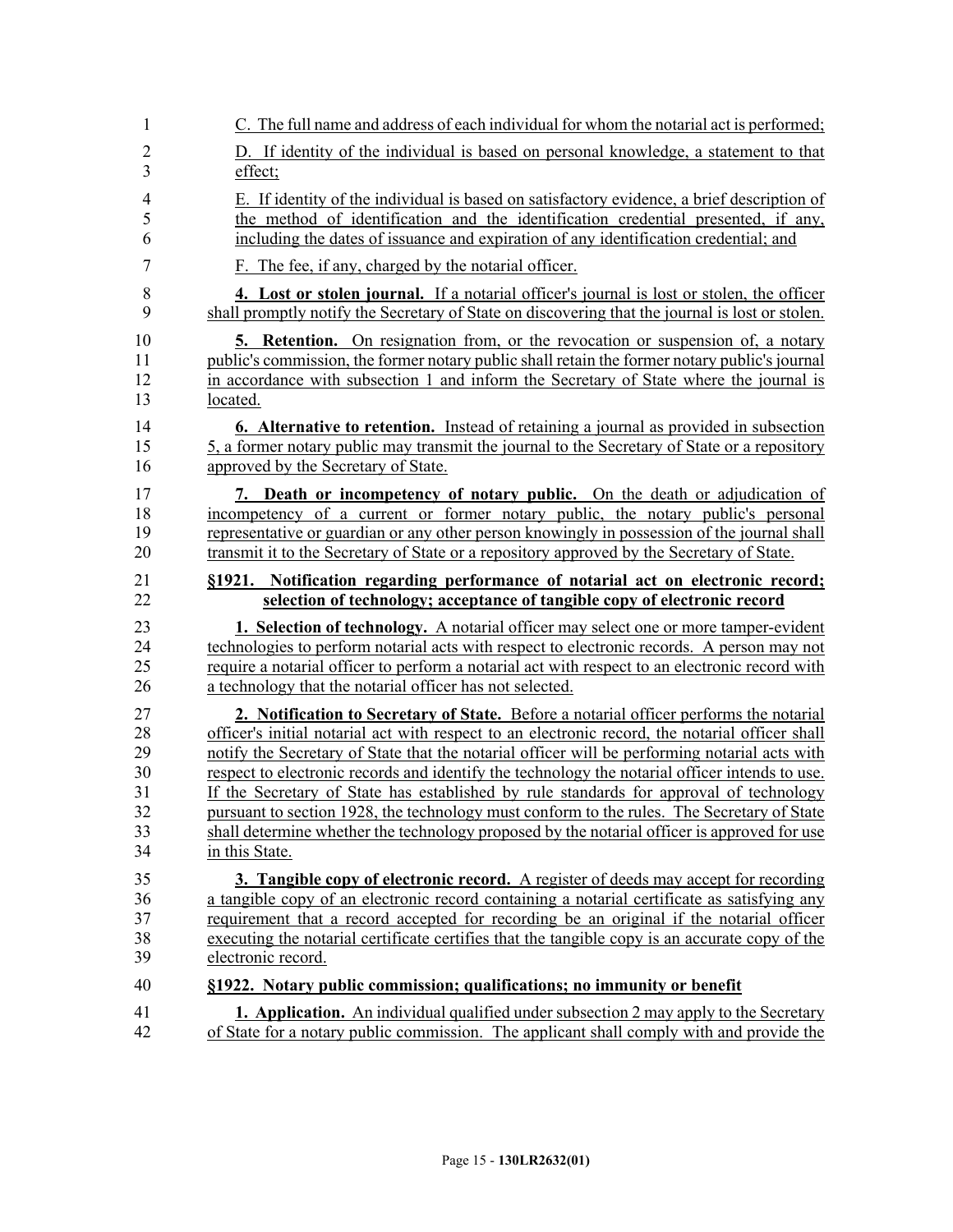C. The full name and address of each individual for whom the notarial act is performed;

D. If identity of the individual is based on personal knowledge, a statement to that effect;

E. If identity of the individual is based on satisfactory evidence, a brief description of the method of identification and the identification credential presented, if any, including the dates of issuance and expiration of any identification credential; and

F. The fee, if any, charged by the notarial officer.

**4. Lost or stolen journal.** If a notarial officer's journal is lost or stolen, the officer shall promptly notify the Secretary of State on discovering that the journal is lost or stolen.

**5. Retention.** On resignation from, or the revocation or suspension of, a notary public's commission, the former notary public shall retain the former notary public's journal in accordance with subsection 1 and inform the Secretary of State where the journal is located.

**6. Alternative to retention.** Instead of retaining a journal as provided in subsection 5, a former notary public may transmit the journal to the Secretary of State or a repository approved by the Secretary of State.

**7. Death or incompetency of notary public.** On the death or adjudication of incompetency of a current or former notary public, the notary public's personal representative or guardian or any other person knowingly in possession of the journal shall transmit it to the Secretary of State or a repository approved by the Secretary of State.

**§1921. Notification regarding performance of notarial act on electronic record; selection of technology; acceptance of tangible copy of electronic record**

**1. Selection of technology.** A notarial officer may select one or more tamper-evident technologies to perform notarial acts with respect to electronic records. A person may not require a notarial officer to perform a notarial act with respect to an electronic record with a technology that the notarial officer has not selected.

**2. Notification to Secretary of State.** Before a notarial officer performs the notarial officer's initial notarial act with respect to an electronic record, the notarial officer shall notify the Secretary of State that the notarial officer will be performing notarial acts with respect to electronic records and identify the technology the notarial officer intends to use. If the Secretary of State has established by rule standards for approval of technology pursuant to section 1928, the technology must conform to the rules. The Secretary of State shall determine whether the technology proposed by the notarial officer is approved for use in this State.

**3. Tangible copy of electronic record.** A register of deeds may accept for recording a tangible copy of an electronic record containing a notarial certificate as satisfying any requirement that a record accepted for recording be an original if the notarial officer executing the notarial certificate certifies that the tangible copy is an accurate copy of the electronic record.

**§1922. Notary public commission; qualifications; no immunity or benefit**

**1. Application.** An individual qualified under subsection 2 may apply to the Secretary of State for a notary public commission. The applicant shall comply with and provide the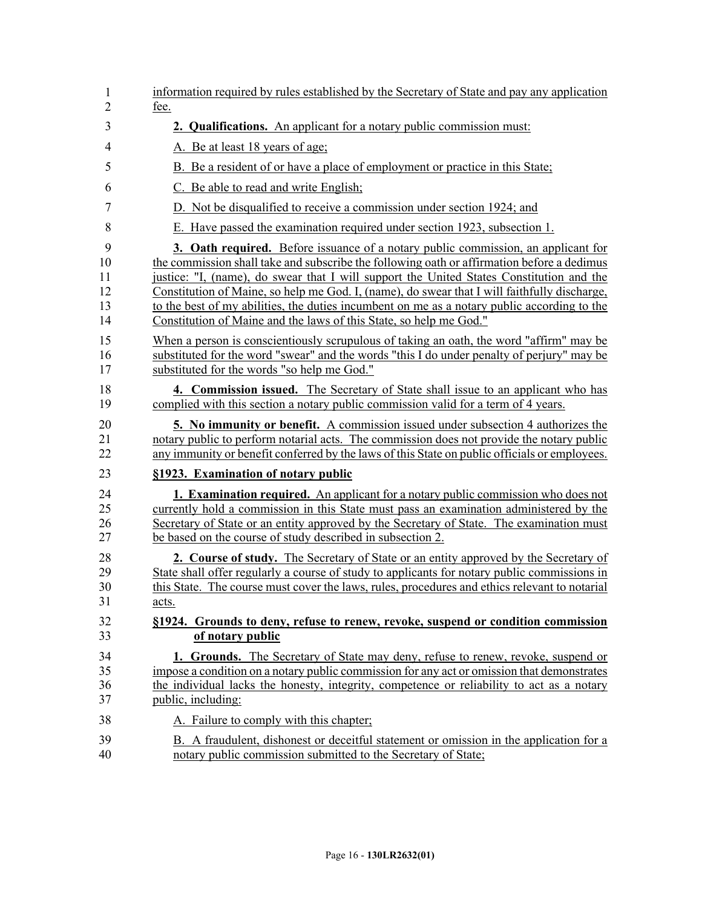information required by rules established by the Secretary of State and pay any application fee.

**2. Qualifications.** An applicant for a notary public commission must:

A. Be at least 18 years of age;

B. Be a resident of or have a place of employment or practice in this State;

C. Be able to read and write English;

D. Not be disqualified to receive a commission under section 1924; and

E. Have passed the examination required under section 1923, subsection 1.

**3. Oath required.** Before issuance of a notary public commission, an applicant for the commission shall take and subscribe the following oath or affirmation before a dedimus justice: "I, (name), do swear that I will support the United States Constitution and the Constitution of Maine, so help me God. I, (name), do swear that I will faithfully discharge, to the best of my abilities, the duties incumbent on me as a notary public according to the Constitution of Maine and the laws of this State, so help me God."

When a person is conscientiously scrupulous of taking an oath, the word "affirm" may be substituted for the word "swear" and the words "this I do under penalty of perjury" may be substituted for the words "so help me God."

**4. Commission issued.** The Secretary of State shall issue to an applicant who has complied with this section a notary public commission valid for a term of 4 years.

**5. No immunity or benefit.** A commission issued under subsection 4 authorizes the notary public to perform notarial acts. The commission does not provide the notary public any immunity or benefit conferred by the laws of this State on public officials or employees.

**§1923. Examination of notary public**

**1. Examination required.** An applicant for a notary public commission who does not currently hold a commission in this State must pass an examination administered by the Secretary of State or an entity approved by the Secretary of State. The examination must be based on the course of study described in subsection 2.

**2. Course of study.** The Secretary of State or an entity approved by the Secretary of State shall offer regularly a course of study to applicants for notary public commissions in this State. The course must cover the laws, rules, procedures and ethics relevant to notarial acts.

**§1924. Grounds to deny, refuse to renew, revoke, suspend or condition commission of notary public**

**1. Grounds.** The Secretary of State may deny, refuse to renew, revoke, suspend or impose a condition on a notary public commission for any act or omission that demonstrates the individual lacks the honesty, integrity, competence or reliability to act as a notary public, including:

A. Failure to comply with this chapter;

B. A fraudulent, dishonest or deceitful statement or omission in the application for a notary public commission submitted to the Secretary of State;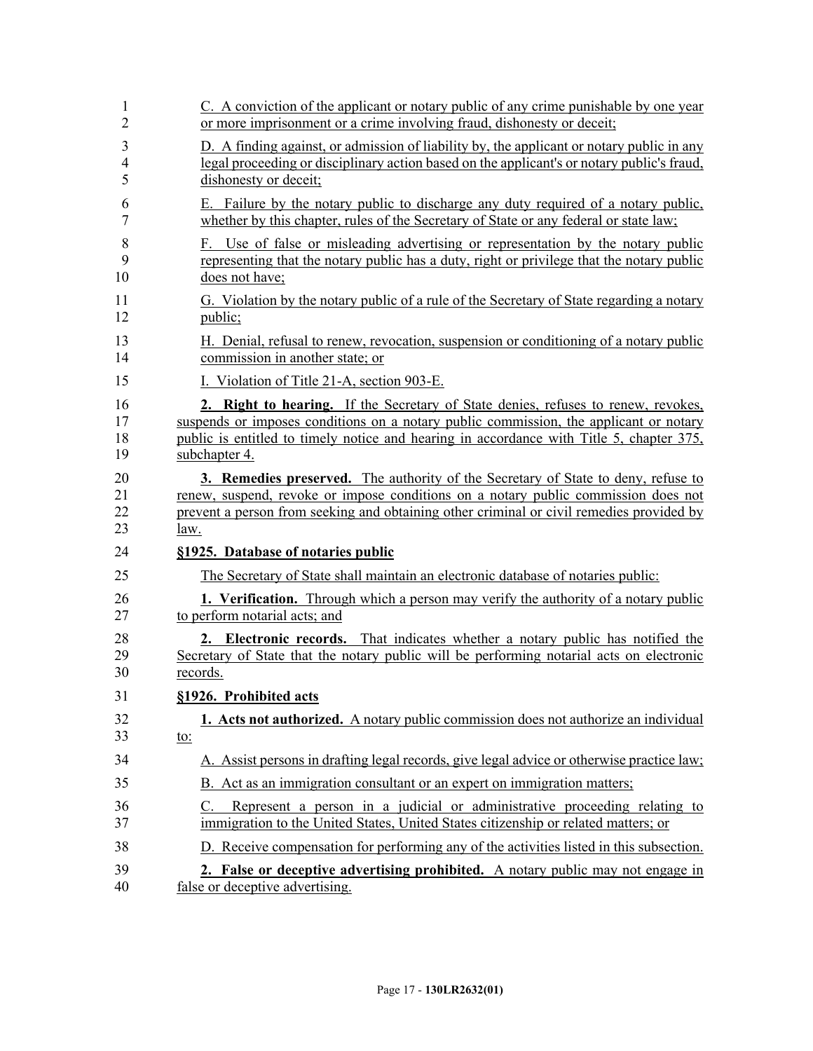C. A conviction of the applicant or notary public of any crime punishable by one year or more imprisonment or a crime involving fraud, dishonesty or deceit;

D. A finding against, or admission of liability by, the applicant or notary public in any legal proceeding or disciplinary action based on the applicant's or notary public's fraud, dishonesty or deceit;

E. Failure by the notary public to discharge any duty required of a notary public, whether by this chapter, rules of the Secretary of State or any federal or state law;

F. Use of false or misleading advertising or representation by the notary public representing that the notary public has a duty, right or privilege that the notary public does not have;

G. Violation by the notary public of a rule of the Secretary of State regarding a notary public;

H. Denial, refusal to renew, revocation, suspension or conditioning of a notary public commission in another state; or

I. Violation of Title 21-A, section 903-E.

**2. Right to hearing.** If the Secretary of State denies, refuses to renew, revokes, suspends or imposes conditions on a notary public commission, the applicant or notary public is entitled to timely notice and hearing in accordance with Title 5, chapter 375, subchapter 4.

**3. Remedies preserved.** The authority of the Secretary of State to deny, refuse to renew, suspend, revoke or impose conditions on a notary public commission does not prevent a person from seeking and obtaining other criminal or civil remedies provided by law.

**§1925. Database of notaries public**

The Secretary of State shall maintain an electronic database of notaries public:

**1. Verification.** Through which a person may verify the authority of a notary public to perform notarial acts; and

**2. Electronic records.** That indicates whether a notary public has notified the Secretary of State that the notary public will be performing notarial acts on electronic records.

**§1926. Prohibited acts**

**1. Acts not authorized.** A notary public commission does not authorize an individual to:

A. Assist persons in drafting legal records, give legal advice or otherwise practice law;

B. Act as an immigration consultant or an expert on immigration matters;

C. Represent a person in a judicial or administrative proceeding relating to immigration to the United States, United States citizenship or related matters; or

D. Receive compensation for performing any of the activities listed in this subsection.

**2. False or deceptive advertising prohibited.** A notary public may not engage in false or deceptive advertising.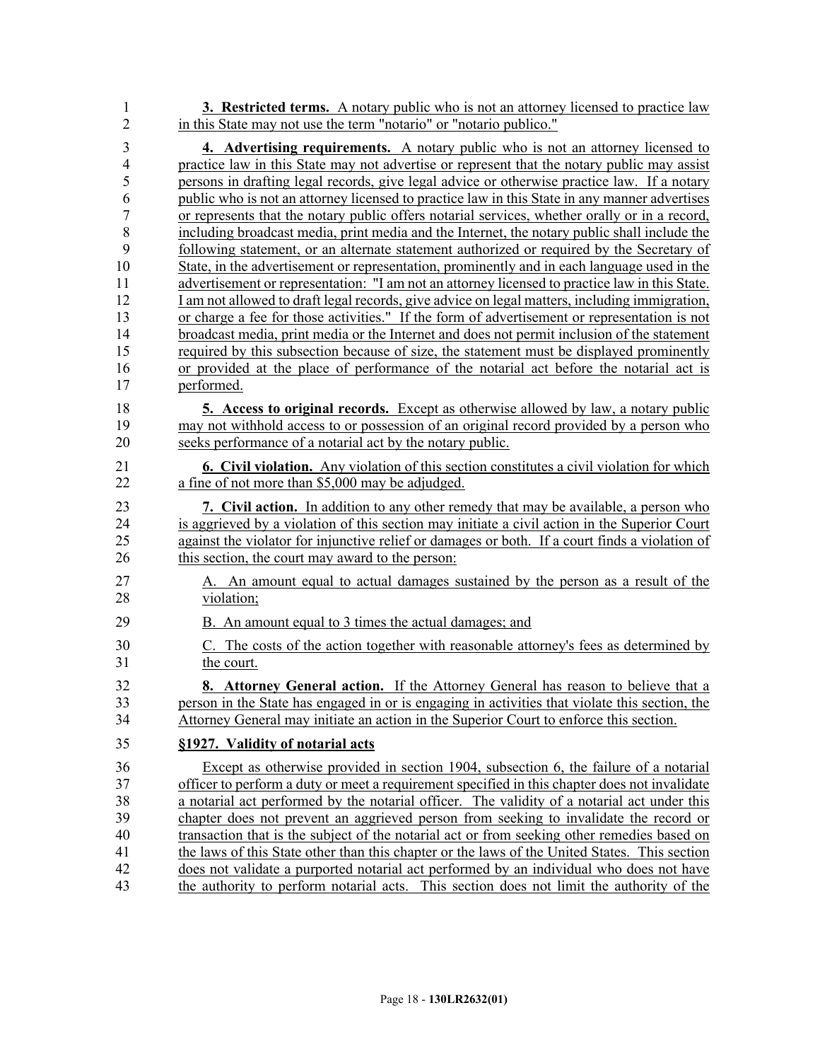**3. Restricted terms.** A notary public who is not an attorney licensed to practice law in this State may not use the term "notario" or "notario publico."

**4. Advertising requirements.** A notary public who is not an attorney licensed to practice law in this State may not advertise or represent that the notary public may assist persons in drafting legal records, give legal advice or otherwise practice law. If a notary public who is not an attorney licensed to practice law in this State in any manner advertises or represents that the notary public offers notarial services, whether orally or in a record, including broadcast media, print media and the Internet, the notary public shall include the following statement, or an alternate statement authorized or required by the Secretary of State, in the advertisement or representation, prominently and in each language used in the advertisement or representation: "I am not an attorney licensed to practice law in this State. I am not allowed to draft legal records, give advice on legal matters, including immigration, or charge a fee for those activities." If the form of advertisement or representation is not broadcast media, print media or the Internet and does not permit inclusion of the statement required by this subsection because of size, the statement must be displayed prominently or provided at the place of performance of the notarial act before the notarial act is performed.

**5. Access to original records.** Except as otherwise allowed by law, a notary public may not withhold access to or possession of an original record provided by a person who seeks performance of a notarial act by the notary public.

**6. Civil violation.** Any violation of this section constitutes a civil violation for which a fine of not more than $5,000 may be adjudged.

**7. Civil action.** In addition to any other remedy that may be available, a person who is aggrieved by a violation of this section may initiate a civil action in the Superior Court against the violator for injunctive relief or damages or both. If a court finds a violation of this section, the court may award to the person:

A. An amount equal to actual damages sustained by the person as a result of the violation;

B. An amount equal to 3 times the actual damages; and

C. The costs of the action together with reasonable attorney's fees as determined by the court.

**8. Attorney General action.** If the Attorney General has reason to believe that a person in the State has engaged in or is engaging in activities that violate this section, the Attorney General may initiate an action in the Superior Court to enforce this section.

**§1927. Validity of notarial acts**

Except as otherwise provided in section 1904, subsection 6, the failure of a notarial officer to perform a duty or meet a requirement specified in this chapter does not invalidate a notarial act performed by the notarial officer. The validity of a notarial act under this chapter does not prevent an aggrieved person from seeking to invalidate the record or transaction that is the subject of the notarial act or from seeking other remedies based on the laws of this State other than this chapter or the laws of the United States. This section does not validate a purported notarial act performed by an individual who does not have the authority to perform notarial acts. This section does not limit the authority of the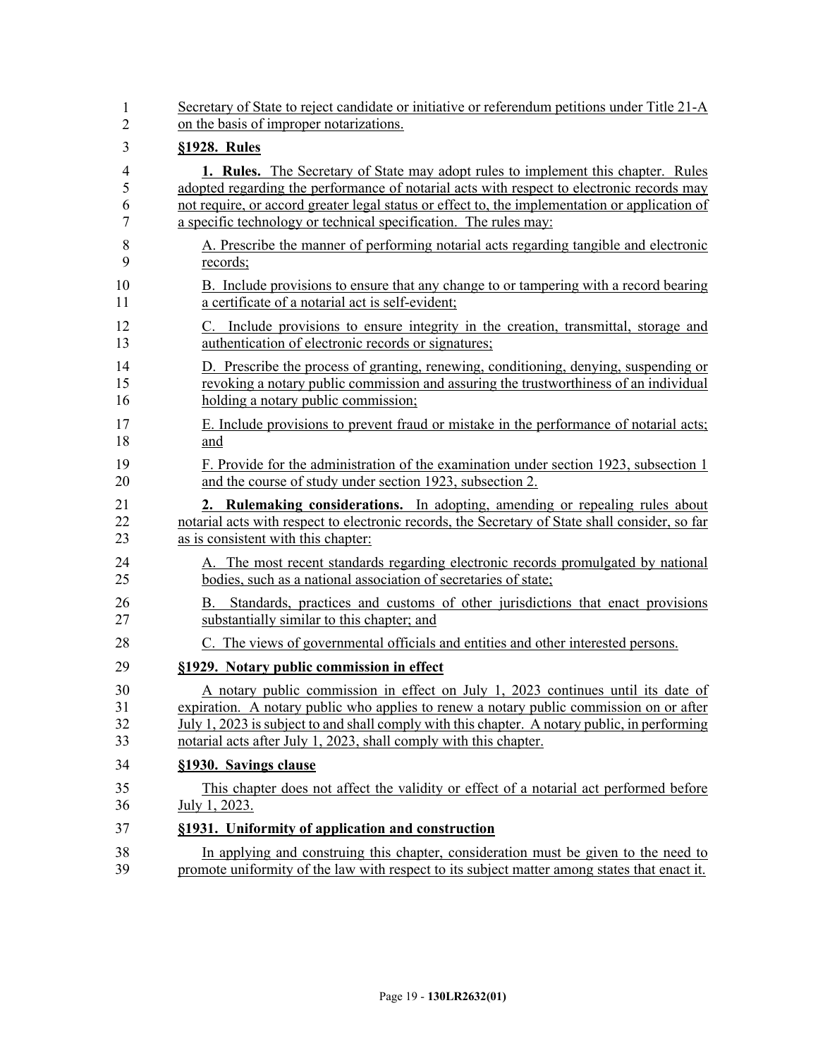Secretary of State to reject candidate or initiative or referendum petitions under Title 21-A on the basis of improper notarizations.

**§1928. Rules**

**1. Rules.** The Secretary of State may adopt rules to implement this chapter. Rules adopted regarding the performance of notarial acts with respect to electronic records may not require, or accord greater legal status or effect to, the implementation or application of a specific technology or technical specification. The rules may:

A. Prescribe the manner of performing notarial acts regarding tangible and electronic records;

B. Include provisions to ensure that any change to or tampering with a record bearing a certificate of a notarial act is self-evident;

C. Include provisions to ensure integrity in the creation, transmittal, storage and authentication of electronic records or signatures;

D. Prescribe the process of granting, renewing, conditioning, denying, suspending or revoking a notary public commission and assuring the trustworthiness of an individual holding a notary public commission;

E. Include provisions to prevent fraud or mistake in the performance of notarial acts; and

F. Provide for the administration of the examination under section 1923, subsection 1 and the course of study under section 1923, subsection 2.

**2. Rulemaking considerations.** In adopting, amending or repealing rules about notarial acts with respect to electronic records, the Secretary of State shall consider, so far as is consistent with this chapter:

A. The most recent standards regarding electronic records promulgated by national bodies, such as a national association of secretaries of state;

B. Standards, practices and customs of other jurisdictions that enact provisions substantially similar to this chapter; and

C. The views of governmental officials and entities and other interested persons.

**§1929. Notary public commission in effect**

A notary public commission in effect on July 1, 2023 continues until its date of expiration. A notary public who applies to renew a notary public commission on or after July 1, 2023 is subject to and shall comply with this chapter. A notary public, in performing notarial acts after July 1, 2023, shall comply with this chapter.

**§1930. Savings clause**

This chapter does not affect the validity or effect of a notarial act performed before July 1, 2023.

**§1931. Uniformity of application and construction**

In applying and construing this chapter, consideration must be given to the need to promote uniformity of the law with respect to its subject matter among states that enact it.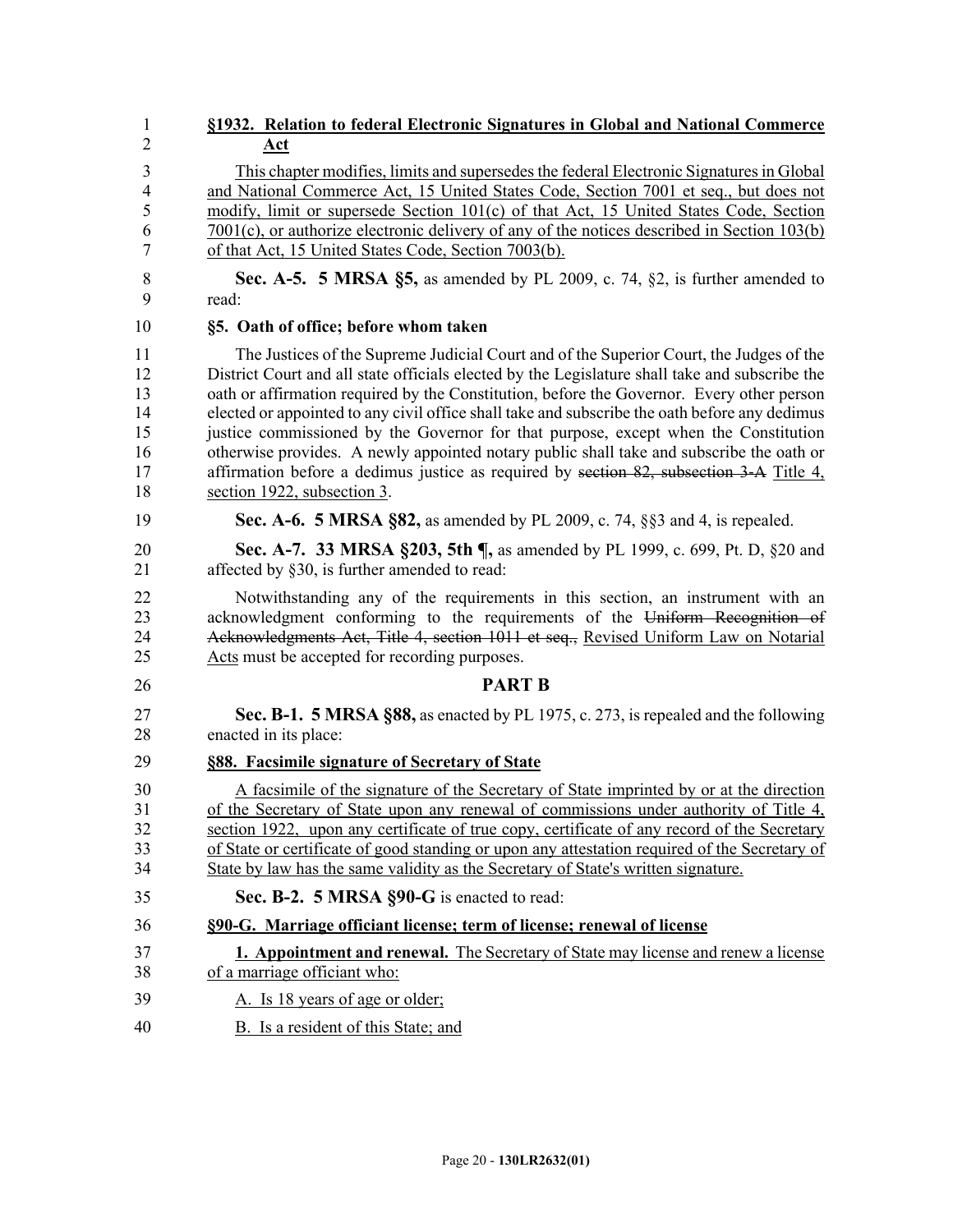**§1932. Relation to federal Electronic Signatures in Global and National Commerce Act**

This chapter modifies, limits and supersedes the federal Electronic Signatures in Global and National Commerce Act, 15 United States Code, Section 7001 et seq., but does not modify, limit or supersede Section 101(c) of that Act, 15 United States Code, Section 7001(c), or authorize electronic delivery of any of the notices described in Section 103(b) of that Act, 15 United States Code, Section 7003(b).

**Sec. A-5. 5 MRSA §5,** as amended by PL 2009, c. 74, §2, is further amended to read:

**§5. Oath of office; before whom taken**

The Justices of the Supreme Judicial Court and of the Superior Court, the Judges of the District Court and all state officials elected by the Legislature shall take and subscribe the oath or affirmation required by the Constitution, before the Governor. Every other person elected or appointed to any civil office shall take and subscribe the oath before any dedimus justice commissioned by the Governor for that purpose, except when the Constitution otherwise provides. A newly appointed notary public shall take and subscribe the oath or affirmation before a dedimus justice as required by ~~section 82, subsection 3-A~~ Title 4, section 1922, subsection 3.

**Sec. A-6. 5 MRSA §82,** as amended by PL 2009, c. 74, §§3 and 4, is repealed.

**Sec. A-7. 33 MRSA §203, 5th ¶,** as amended by PL 1999, c. 699, Pt. D, §20 and affected by §30, is further amended to read:

Notwithstanding any of the requirements in this section, an instrument with an acknowledgment conforming to the requirements of the ~~Uniform Recognition of Acknowledgments Act, Title 4, section 1011 et seq.,~~ Revised Uniform Law on Notarial Acts must be accepted for recording purposes.

## PART B

**Sec. B-1. 5 MRSA §88,** as enacted by PL 1975, c. 273, is repealed and the following enacted in its place:

**§88. Facsimile signature of Secretary of State**

A facsimile of the signature of the Secretary of State imprinted by or at the direction of the Secretary of State upon any renewal of commissions under authority of Title 4, section 1922, upon any certificate of true copy, certificate of any record of the Secretary of State or certificate of good standing or upon any attestation required of the Secretary of State by law has the same validity as the Secretary of State's written signature.

**Sec. B-2. 5 MRSA §90-G** is enacted to read:

**§90-G. Marriage officiant license; term of license; renewal of license**

**1. Appointment and renewal.** The Secretary of State may license and renew a license of a marriage officiant who:

A. Is 18 years of age or older;

B. Is a resident of this State; and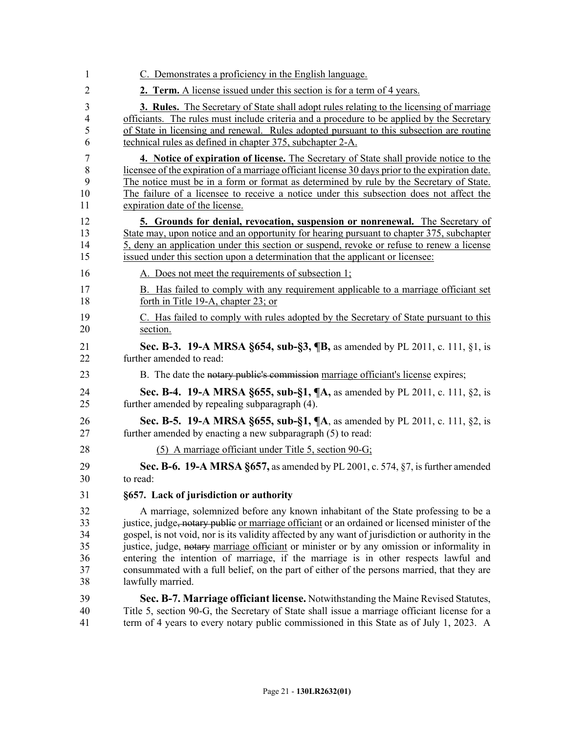C. Demonstrates a proficiency in the English language.

**2. Term.** A license issued under this section is for a term of 4 years.

**3. Rules.** The Secretary of State shall adopt rules relating to the licensing of marriage officiants. The rules must include criteria and a procedure to be applied by the Secretary of State in licensing and renewal. Rules adopted pursuant to this subsection are routine technical rules as defined in chapter 375, subchapter 2-A.

**4. Notice of expiration of license.** The Secretary of State shall provide notice to the licensee of the expiration of a marriage officiant license 30 days prior to the expiration date. The notice must be in a form or format as determined by rule by the Secretary of State. The failure of a licensee to receive a notice under this subsection does not affect the expiration date of the license.

**5. Grounds for denial, revocation, suspension or nonrenewal.** The Secretary of State may, upon notice and an opportunity for hearing pursuant to chapter 375, subchapter 5, deny an application under this section or suspend, revoke or refuse to renew a license issued under this section upon a determination that the applicant or licensee:

A. Does not meet the requirements of subsection 1;

B. Has failed to comply with any requirement applicable to a marriage officiant set forth in Title 19-A, chapter 23; or

C. Has failed to comply with rules adopted by the Secretary of State pursuant to this section.

**Sec. B-3. 19-A MRSA §654, sub-§3, ¶B,** as amended by PL 2011, c. 111, §1, is further amended to read:

B. The date the ~~notary public's commission~~ marriage officiant's license expires;

**Sec. B-4. 19-A MRSA §655, sub-§1, ¶A,** as amended by PL 2011, c. 111, §2, is further amended by repealing subparagraph (4).

**Sec. B-5. 19-A MRSA §655, sub-§1, ¶A**, as amended by PL 2011, c. 111, §2, is further amended by enacting a new subparagraph (5) to read:

(5) A marriage officiant under Title 5, section 90-G;

**Sec. B-6. 19-A MRSA §657,** as amended by PL 2001, c. 574, §7, is further amended to read:

**§657. Lack of jurisdiction or authority**

A marriage, solemnized before any known inhabitant of the State professing to be a justice, judge~~, notary public~~ or marriage officiant or an ordained or licensed minister of the gospel, is not void, nor is its validity affected by any want of jurisdiction or authority in the justice, judge, ~~notary~~ marriage officiant or minister or by any omission or informality in entering the intention of marriage, if the marriage is in other respects lawful and consummated with a full belief, on the part of either of the persons married, that they are lawfully married.

**Sec. B-7. Marriage officiant license.** Notwithstanding the Maine Revised Statutes, Title 5, section 90-G, the Secretary of State shall issue a marriage officiant license for a term of 4 years to every notary public commissioned in this State as of July 1, 2023. A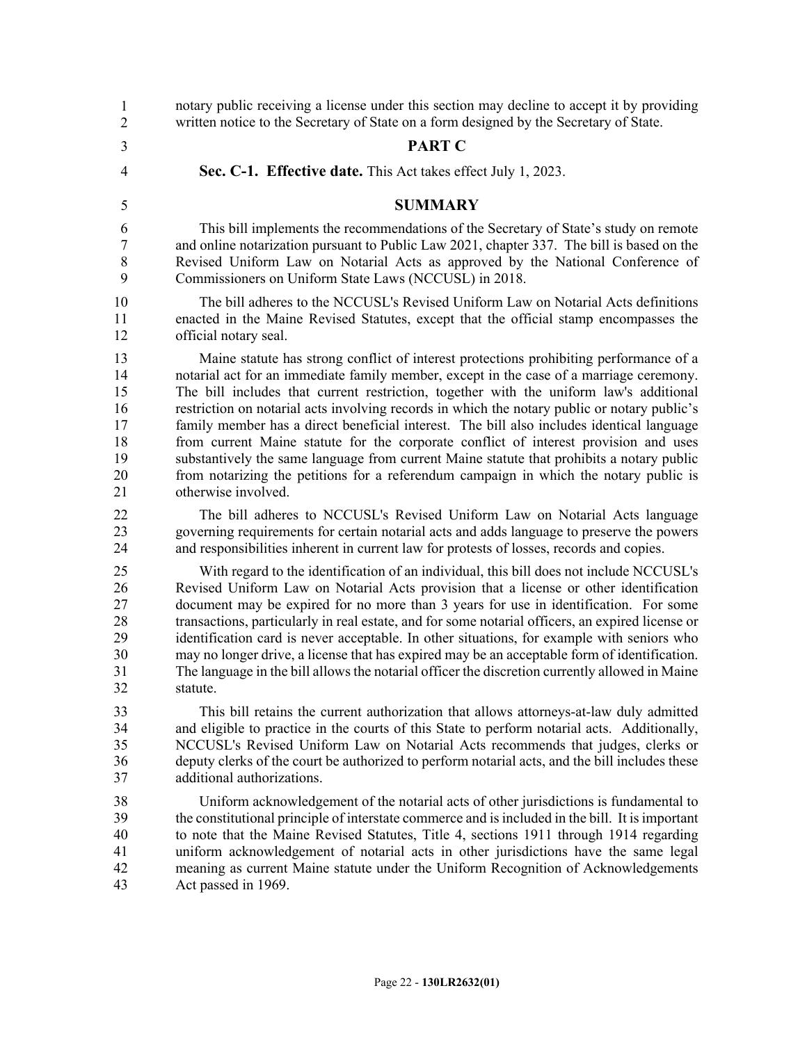notary public receiving a license under this section may decline to accept it by providing written notice to the Secretary of State on a form designed by the Secretary of State.

## PART C

**Sec. C-1. Effective date.** This Act takes effect July 1, 2023.

## SUMMARY

This bill implements the recommendations of the Secretary of State's study on remote and online notarization pursuant to Public Law 2021, chapter 337. The bill is based on the Revised Uniform Law on Notarial Acts as approved by the National Conference of Commissioners on Uniform State Laws (NCCUSL) in 2018.

The bill adheres to the NCCUSL's Revised Uniform Law on Notarial Acts definitions enacted in the Maine Revised Statutes, except that the official stamp encompasses the official notary seal.

Maine statute has strong conflict of interest protections prohibiting performance of a notarial act for an immediate family member, except in the case of a marriage ceremony. The bill includes that current restriction, together with the uniform law's additional restriction on notarial acts involving records in which the notary public or notary public's family member has a direct beneficial interest. The bill also includes identical language from current Maine statute for the corporate conflict of interest provision and uses substantively the same language from current Maine statute that prohibits a notary public from notarizing the petitions for a referendum campaign in which the notary public is otherwise involved.

The bill adheres to NCCUSL's Revised Uniform Law on Notarial Acts language governing requirements for certain notarial acts and adds language to preserve the powers and responsibilities inherent in current law for protests of losses, records and copies.

With regard to the identification of an individual, this bill does not include NCCUSL's Revised Uniform Law on Notarial Acts provision that a license or other identification document may be expired for no more than 3 years for use in identification. For some transactions, particularly in real estate, and for some notarial officers, an expired license or identification card is never acceptable. In other situations, for example with seniors who may no longer drive, a license that has expired may be an acceptable form of identification. The language in the bill allows the notarial officer the discretion currently allowed in Maine statute.

This bill retains the current authorization that allows attorneys-at-law duly admitted and eligible to practice in the courts of this State to perform notarial acts. Additionally, NCCUSL's Revised Uniform Law on Notarial Acts recommends that judges, clerks or deputy clerks of the court be authorized to perform notarial acts, and the bill includes these additional authorizations.

Uniform acknowledgement of the notarial acts of other jurisdictions is fundamental to the constitutional principle of interstate commerce and is included in the bill. It is important to note that the Maine Revised Statutes, Title 4, sections 1911 through 1914 regarding uniform acknowledgement of notarial acts in other jurisdictions have the same legal meaning as current Maine statute under the Uniform Recognition of Acknowledgements Act passed in 1969.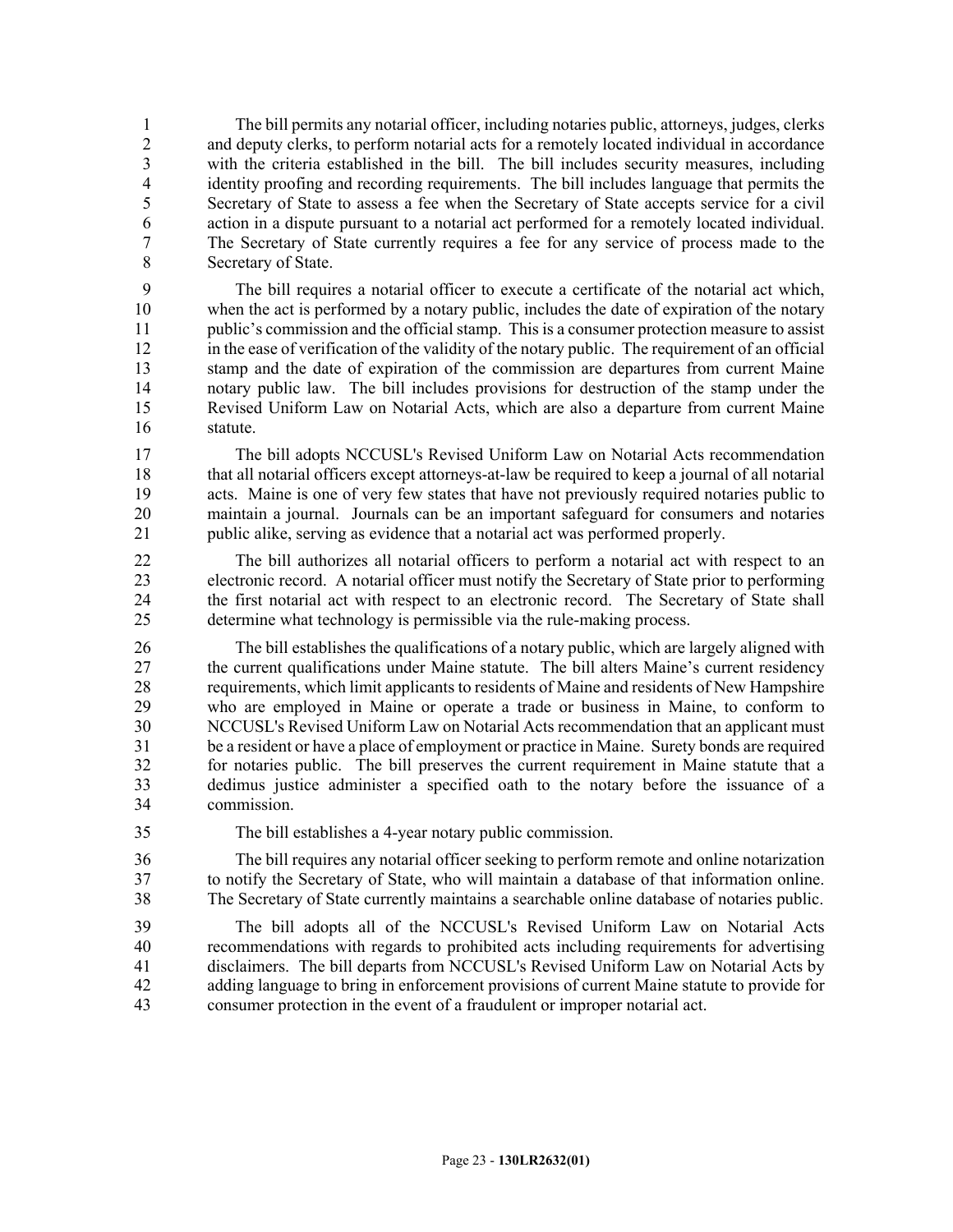The bill permits any notarial officer, including notaries public, attorneys, judges, clerks and deputy clerks, to perform notarial acts for a remotely located individual in accordance with the criteria established in the bill. The bill includes security measures, including identity proofing and recording requirements. The bill includes language that permits the Secretary of State to assess a fee when the Secretary of State accepts service for a civil action in a dispute pursuant to a notarial act performed for a remotely located individual. The Secretary of State currently requires a fee for any service of process made to the Secretary of State.

The bill requires a notarial officer to execute a certificate of the notarial act which, when the act is performed by a notary public, includes the date of expiration of the notary public's commission and the official stamp. This is a consumer protection measure to assist in the ease of verification of the validity of the notary public. The requirement of an official stamp and the date of expiration of the commission are departures from current Maine notary public law. The bill includes provisions for destruction of the stamp under the Revised Uniform Law on Notarial Acts, which are also a departure from current Maine statute.

The bill adopts NCCUSL's Revised Uniform Law on Notarial Acts recommendation that all notarial officers except attorneys-at-law be required to keep a journal of all notarial acts. Maine is one of very few states that have not previously required notaries public to maintain a journal. Journals can be an important safeguard for consumers and notaries public alike, serving as evidence that a notarial act was performed properly.

The bill authorizes all notarial officers to perform a notarial act with respect to an electronic record. A notarial officer must notify the Secretary of State prior to performing the first notarial act with respect to an electronic record. The Secretary of State shall determine what technology is permissible via the rule-making process.

The bill establishes the qualifications of a notary public, which are largely aligned with the current qualifications under Maine statute. The bill alters Maine's current residency requirements, which limit applicants to residents of Maine and residents of New Hampshire who are employed in Maine or operate a trade or business in Maine, to conform to NCCUSL's Revised Uniform Law on Notarial Acts recommendation that an applicant must be a resident or have a place of employment or practice in Maine. Surety bonds are required for notaries public. The bill preserves the current requirement in Maine statute that a dedimus justice administer a specified oath to the notary before the issuance of a commission.

The bill establishes a 4-year notary public commission.

The bill requires any notarial officer seeking to perform remote and online notarization to notify the Secretary of State, who will maintain a database of that information online. The Secretary of State currently maintains a searchable online database of notaries public.

The bill adopts all of the NCCUSL's Revised Uniform Law on Notarial Acts recommendations with regards to prohibited acts including requirements for advertising disclaimers. The bill departs from NCCUSL's Revised Uniform Law on Notarial Acts by adding language to bring in enforcement provisions of current Maine statute to provide for consumer protection in the event of a fraudulent or improper notarial act.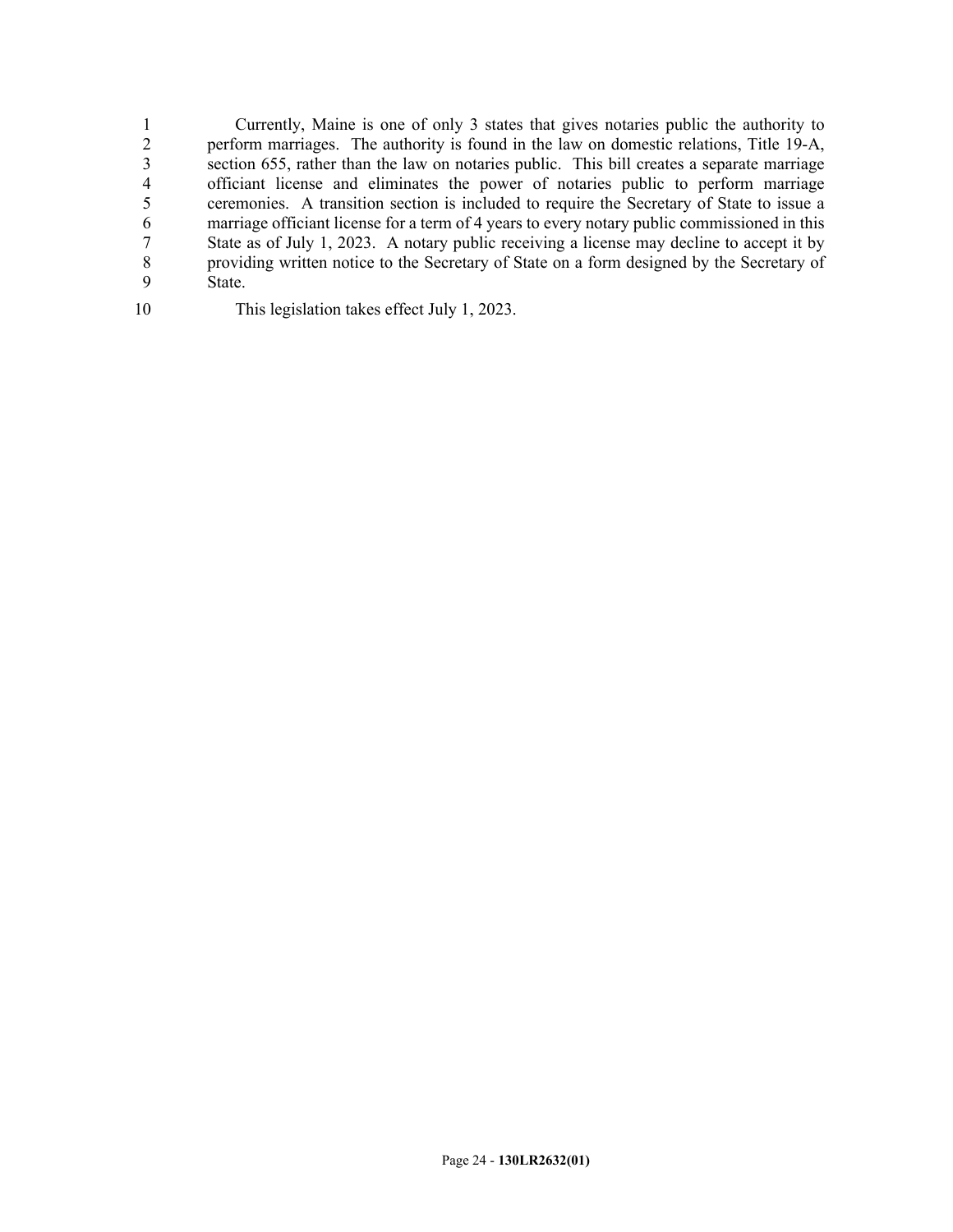Currently, Maine is one of only 3 states that gives notaries public the authority to perform marriages. The authority is found in the law on domestic relations, Title 19-A, section 655, rather than the law on notaries public. This bill creates a separate marriage officiant license and eliminates the power of notaries public to perform marriage ceremonies. A transition section is included to require the Secretary of State to issue a marriage officiant license for a term of 4 years to every notary public commissioned in this State as of July 1, 2023. A notary public receiving a license may decline to accept it by providing written notice to the Secretary of State on a form designed by the Secretary of State.

This legislation takes effect July 1, 2023.